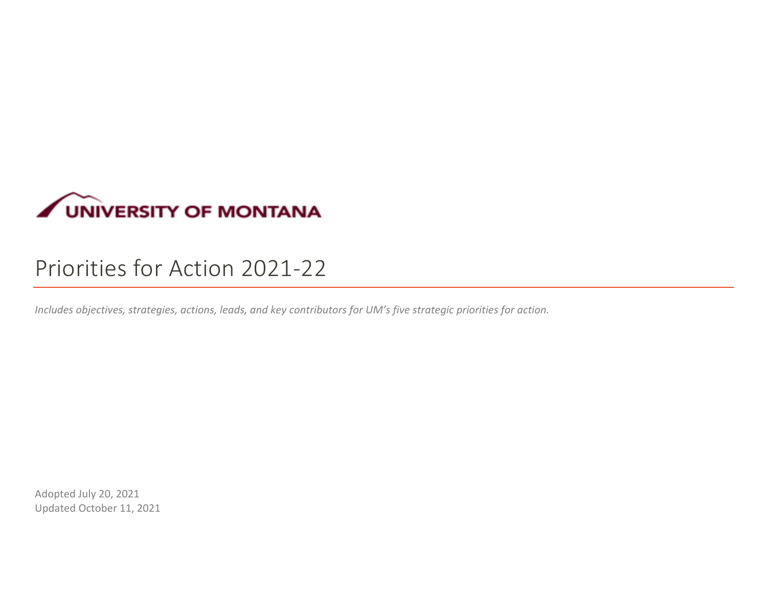UNIVERSITY OF MONTANA

# Priorities for Action 2021-22

*Includes objectives, strategies, actions, leads, and key contributors for UM's five strategic priorities for action.*

Adopted July 20, 2021
Updated October 11, 2021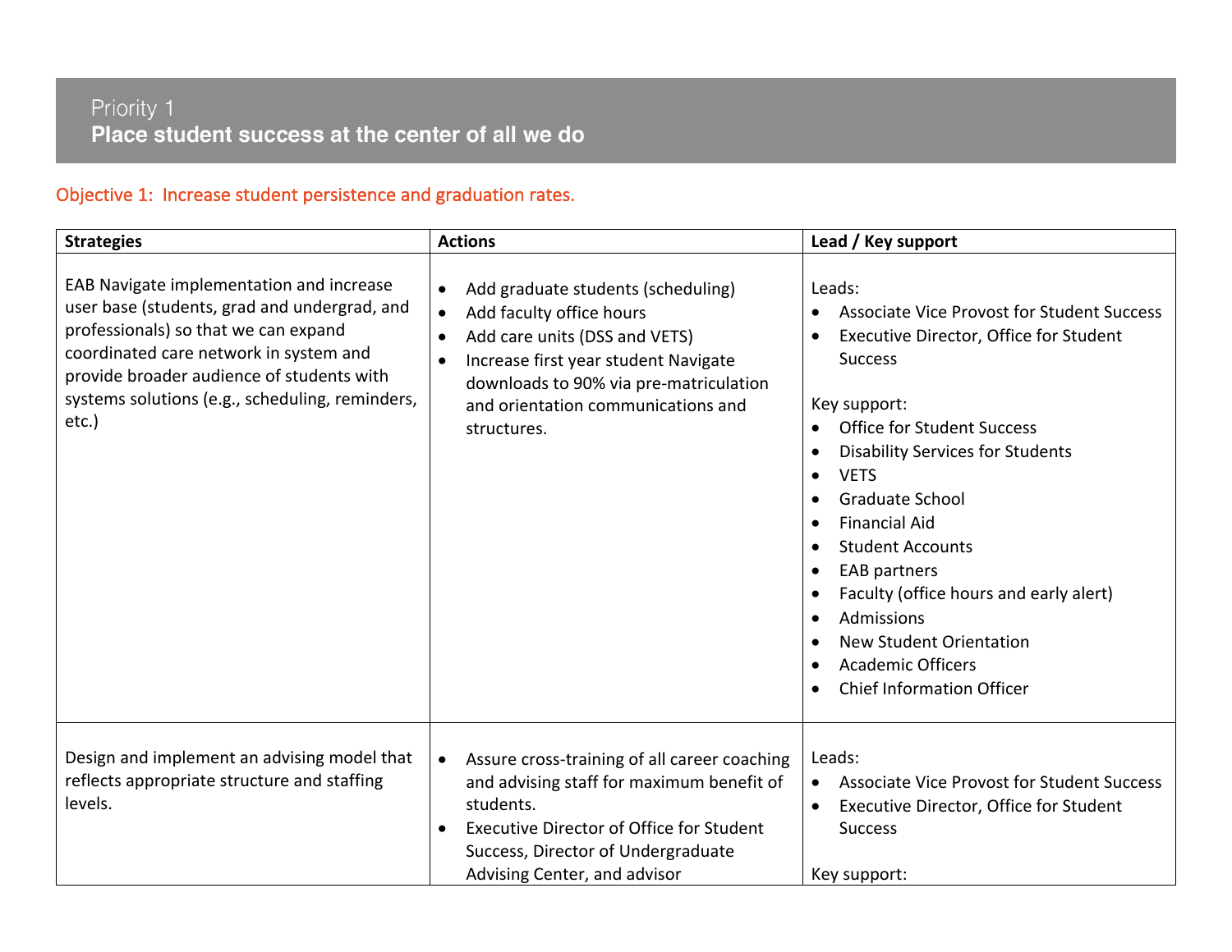## Priority 1
# Place student success at the center of all we do

### Objective 1: Increase student persistence and graduation rates.

| Strategies | Actions | Lead / Key support |
|---|---|---|
| EAB Navigate implementation and increase user base (students, grad and undergrad, and professionals) so that we can expand coordinated care network in system and provide broader audience of students with systems solutions (e.g., scheduling, reminders, etc.) | • Add graduate students (scheduling)<br>• Add faculty office hours<br>• Add care units (DSS and VETS)<br>• Increase first year student Navigate downloads to 90% via pre-matriculation and orientation communications and structures. | Leads:<br>• Associate Vice Provost for Student Success<br>• Executive Director, Office for Student Success<br><br>Key support:<br>• Office for Student Success<br>• Disability Services for Students<br>• VETS<br>• Graduate School<br>• Financial Aid<br>• Student Accounts<br>• EAB partners<br>• Faculty (office hours and early alert)<br>• Admissions<br>• New Student Orientation<br>• Academic Officers<br>• Chief Information Officer |
| Design and implement an advising model that reflects appropriate structure and staffing levels. | • Assure cross-training of all career coaching and advising staff for maximum benefit of students.<br>• Executive Director of Office for Student Success, Director of Undergraduate Advising Center, and advisor | Leads:<br>• Associate Vice Provost for Student Success<br>• Executive Director, Office for Student Success<br><br>Key support: |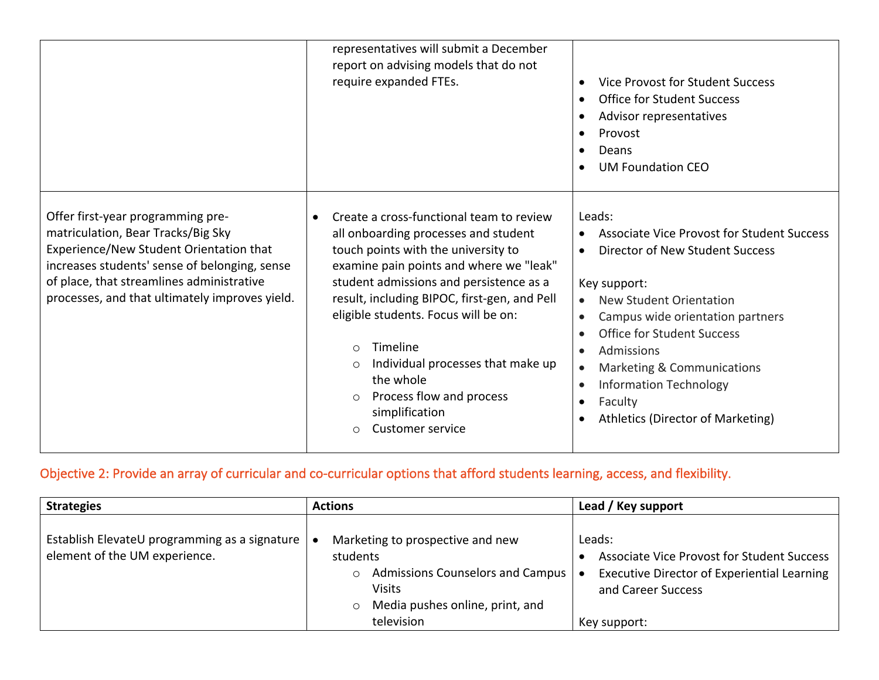| | | |
|---|---|---|
| | representatives will submit a December report on advising models that do not require expanded FTEs. | • Vice Provost for Student Success<br>• Office for Student Success<br>• Advisor representatives<br>• Provost<br>• Deans<br>• UM Foundation CEO |
| Offer first-year programming pre-matriculation, Bear Tracks/Big Sky Experience/New Student Orientation that increases students' sense of belonging, sense of place, that streamlines administrative processes, and that ultimately improves yield. | • Create a cross-functional team to review all onboarding processes and student touch points with the university to examine pain points and where we "leak" student admissions and persistence as a result, including BIPOC, first-gen, and Pell eligible students. Focus will be on:<br>  ○ Timeline<br>  ○ Individual processes that make up the whole<br>  ○ Process flow and process simplification<br>  ○ Customer service | Leads:<br>• Associate Vice Provost for Student Success<br>• Director of New Student Success<br><br>Key support:<br>• New Student Orientation<br>• Campus wide orientation partners<br>• Office for Student Success<br>• Admissions<br>• Marketing & Communications<br>• Information Technology<br>• Faculty<br>• Athletics (Director of Marketing) |

## Objective 2: Provide an array of curricular and co-curricular options that afford students learning, access, and flexibility.

| Strategies | Actions | Lead / Key support |
|---|---|---|
| Establish ElevateU programming as a signature element of the UM experience. | • Marketing to prospective and new students<br>  ○ Admissions Counselors and Campus Visits<br>  ○ Media pushes online, print, and television | Leads:<br>• Associate Vice Provost for Student Success<br>• Executive Director of Experiential Learning and Career Success<br><br>Key support: |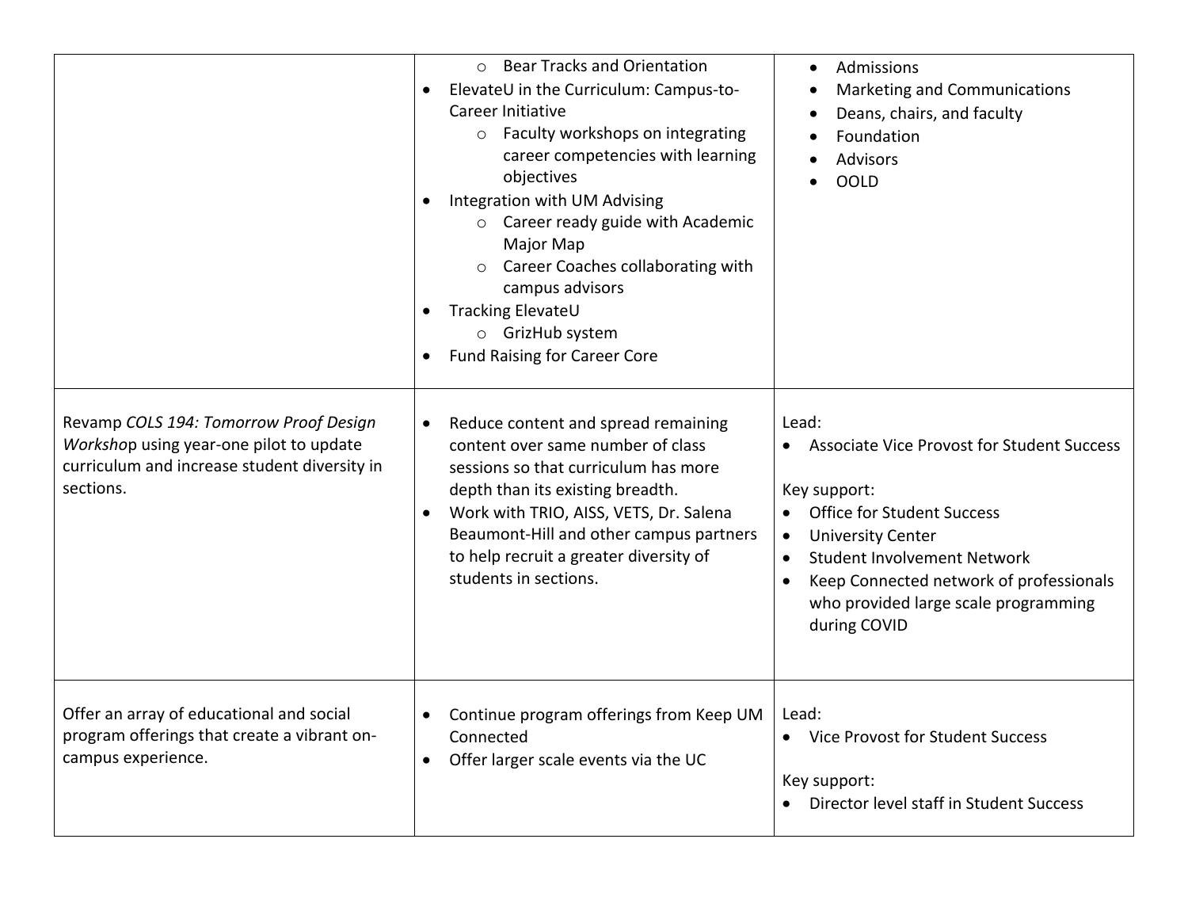| | | |
|---|---|---|
| | ◦ Bear Tracks and Orientation<br>• ElevateU in the Curriculum: Campus-to-Career Initiative<br>◦ Faculty workshops on integrating career competencies with learning objectives<br>• Integration with UM Advising<br>◦ Career ready guide with Academic Major Map<br>◦ Career Coaches collaborating with campus advisors<br>• Tracking ElevateU<br>◦ GrizHub system<br>• Fund Raising for Career Core | • Admissions<br>• Marketing and Communications<br>• Deans, chairs, and faculty<br>• Foundation<br>• Advisors<br>• OOLD |
| Revamp *COLS 194: Tomorrow Proof Design Workshop* using year-one pilot to update curriculum and increase student diversity in sections. | • Reduce content and spread remaining content over same number of class sessions so that curriculum has more depth than its existing breadth.<br>• Work with TRIO, AISS, VETS, Dr. Salena Beaumont-Hill and other campus partners to help recruit a greater diversity of students in sections. | Lead:<br>• Associate Vice Provost for Student Success<br><br>Key support:<br>• Office for Student Success<br>• University Center<br>• Student Involvement Network<br>• Keep Connected network of professionals who provided large scale programming during COVID |
| Offer an array of educational and social program offerings that create a vibrant on-campus experience. | • Continue program offerings from Keep UM Connected<br>• Offer larger scale events via the UC | Lead:<br>• Vice Provost for Student Success<br><br>Key support:<br>• Director level staff in Student Success |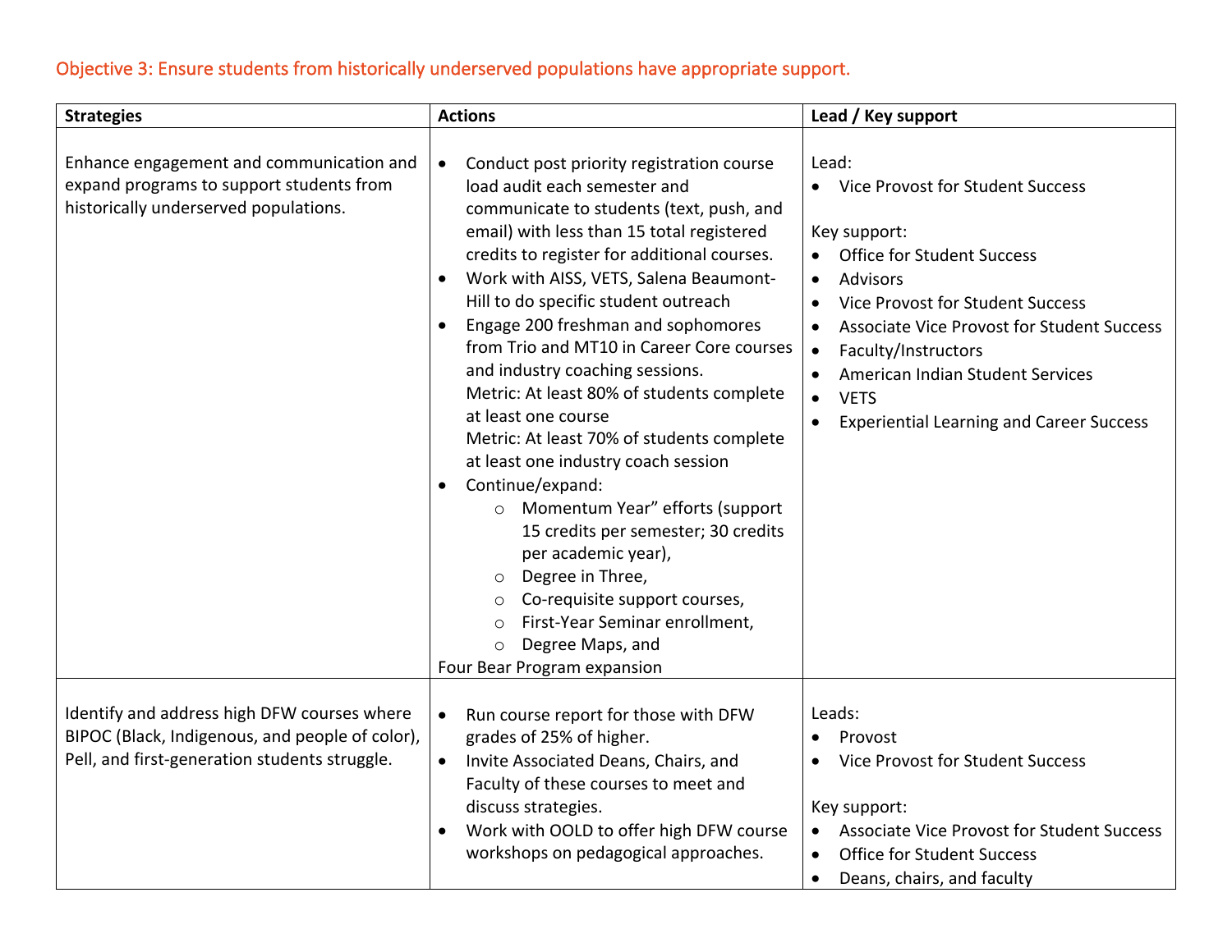Objective 3: Ensure students from historically underserved populations have appropriate support.

| Strategies | Actions | Lead / Key support |
| --- | --- | --- |
| Enhance engagement and communication and expand programs to support students from historically underserved populations. | • Conduct post priority registration course load audit each semester and communicate to students (text, push, and email) with less than 15 total registered credits to register for additional courses.<br>• Work with AISS, VETS, Salena Beaumont-Hill to do specific student outreach<br>• Engage 200 freshman and sophomores from Trio and MT10 in Career Core courses and industry coaching sessions.<br>Metric: At least 80% of students complete at least one course<br>Metric: At least 70% of students complete at least one industry coach session<br>• Continue/expand:<br>  ○ Momentum Year" efforts (support 15 credits per semester; 30 credits per academic year),<br>  ○ Degree in Three,<br>  ○ Co-requisite support courses,<br>  ○ First-Year Seminar enrollment,<br>  ○ Degree Maps, and<br>Four Bear Program expansion | Lead:<br>• Vice Provost for Student Success<br><br>Key support:<br>• Office for Student Success<br>• Advisors<br>• Vice Provost for Student Success<br>• Associate Vice Provost for Student Success<br>• Faculty/Instructors<br>• American Indian Student Services<br>• VETS<br>• Experiential Learning and Career Success |
| Identify and address high DFW courses where BIPOC (Black, Indigenous, and people of color), Pell, and first-generation students struggle. | • Run course report for those with DFW grades of 25% of higher.<br>• Invite Associated Deans, Chairs, and Faculty of these courses to meet and discuss strategies.<br>• Work with OOLD to offer high DFW course workshops on pedagogical approaches. | Leads:<br>• Provost<br>• Vice Provost for Student Success<br><br>Key support:<br>• Associate Vice Provost for Student Success<br>• Office for Student Success<br>• Deans, chairs, and faculty |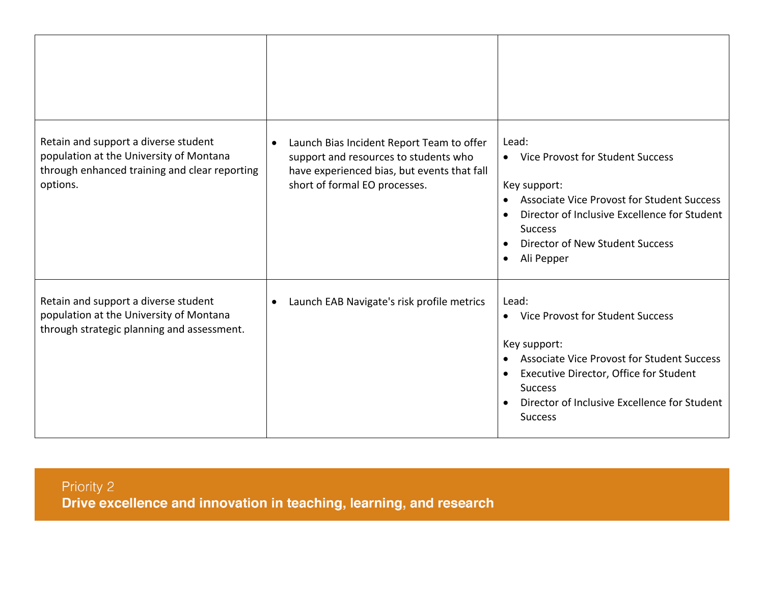| | | |
|---|---|---|
| | | |
| Retain and support a diverse student population at the University of Montana through enhanced training and clear reporting options. | • Launch Bias Incident Report Team to offer support and resources to students who have experienced bias, but events that fall short of formal EO processes. | Lead:<br>• Vice Provost for Student Success<br><br>Key support:<br>• Associate Vice Provost for Student Success<br>• Director of Inclusive Excellence for Student Success<br>• Director of New Student Success<br>• Ali Pepper |
| Retain and support a diverse student population at the University of Montana through strategic planning and assessment. | • Launch EAB Navigate's risk profile metrics | Lead:<br>• Vice Provost for Student Success<br><br>Key support:<br>• Associate Vice Provost for Student Success<br>• Executive Director, Office for Student Success<br>• Director of Inclusive Excellence for Student Success |

## Priority 2
**Drive excellence and innovation in teaching, learning, and research**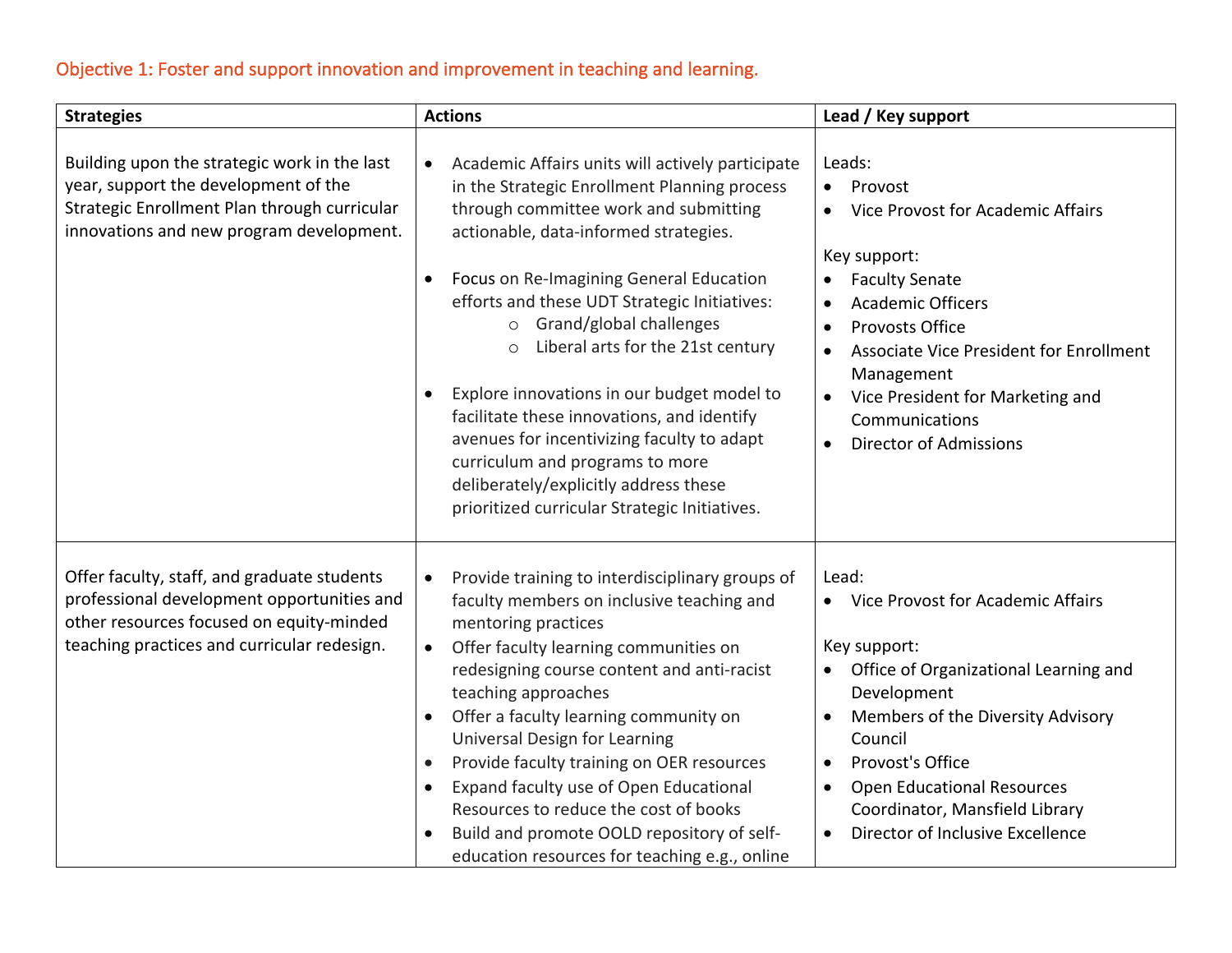Objective 1: Foster and support innovation and improvement in teaching and learning.

| Strategies | Actions | Lead / Key support |
|---|---|---|
| Building upon the strategic work in the last year, support the development of the Strategic Enrollment Plan through curricular innovations and new program development. | • Academic Affairs units will actively participate in the Strategic Enrollment Planning process through committee work and submitting actionable, data-informed strategies.<br><br>• Focus on Re-Imagining General Education efforts and these UDT Strategic Initiatives:<br>&nbsp;&nbsp;&nbsp;&nbsp;○ Grand/global challenges<br>&nbsp;&nbsp;&nbsp;&nbsp;○ Liberal arts for the 21st century<br><br>• Explore innovations in our budget model to facilitate these innovations, and identify avenues for incentivizing faculty to adapt curriculum and programs to more deliberately/explicitly address these prioritized curricular Strategic Initiatives. | Leads:<br>• Provost<br>• Vice Provost for Academic Affairs<br><br>Key support:<br>• Faculty Senate<br>• Academic Officers<br>• Provosts Office<br>• Associate Vice President for Enrollment Management<br>• Vice President for Marketing and Communications<br>• Director of Admissions |
| Offer faculty, staff, and graduate students professional development opportunities and other resources focused on equity-minded teaching practices and curricular redesign. | • Provide training to interdisciplinary groups of faculty members on inclusive teaching and mentoring practices<br>• Offer faculty learning communities on redesigning course content and anti-racist teaching approaches<br>• Offer a faculty learning community on Universal Design for Learning<br>• Provide faculty training on OER resources<br>• Expand faculty use of Open Educational Resources to reduce the cost of books<br>• Build and promote OOLD repository of self-education resources for teaching e.g., online | Lead:<br>• Vice Provost for Academic Affairs<br><br>Key support:<br>• Office of Organizational Learning and Development<br>• Members of the Diversity Advisory Council<br>• Provost's Office<br>• Open Educational Resources Coordinator, Mansfield Library<br>• Director of Inclusive Excellence |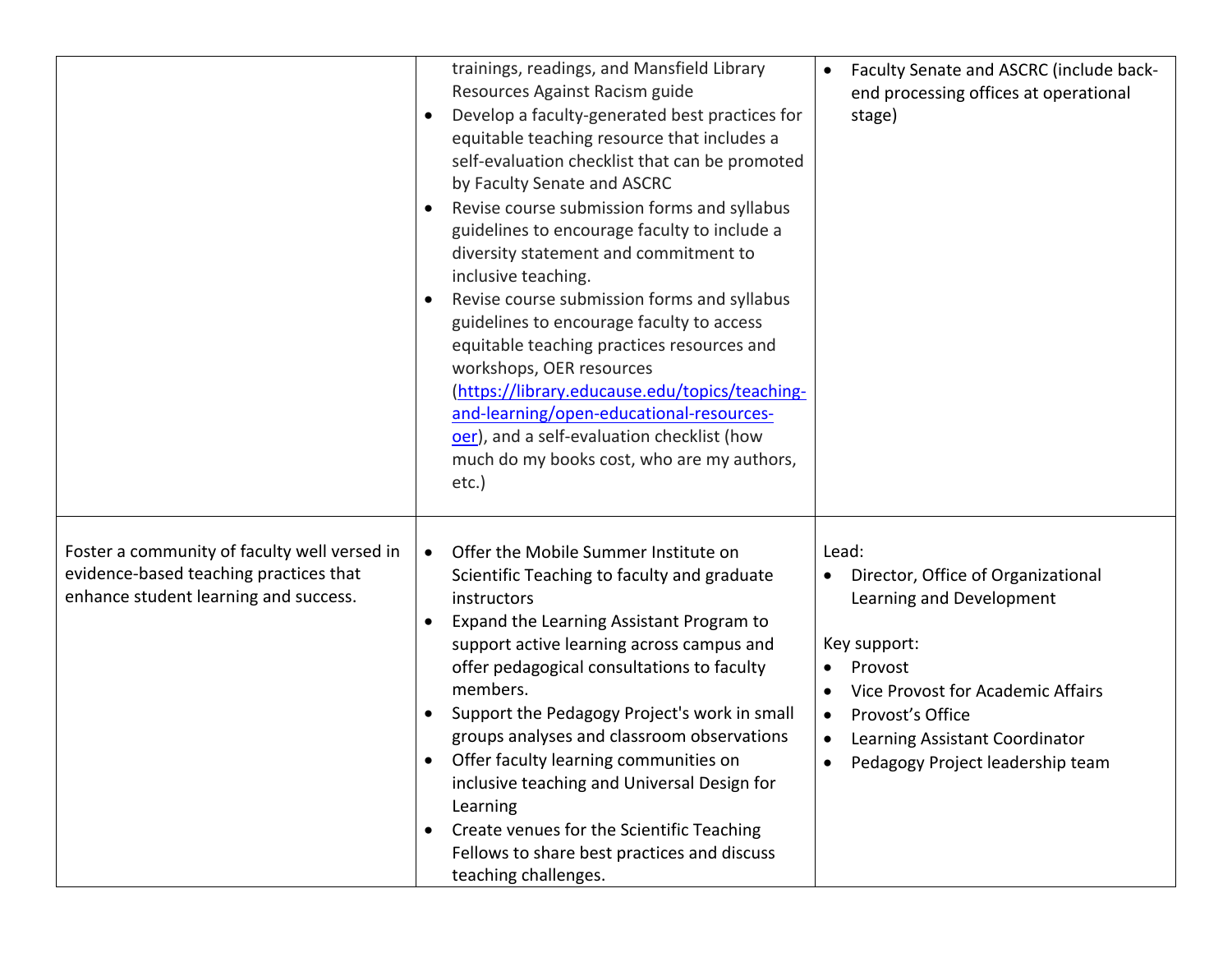| | | |
|---|---|---|
| | trainings, readings, and Mansfield Library Resources Against Racism guide<br>• Develop a faculty-generated best practices for equitable teaching resource that includes a self-evaluation checklist that can be promoted by Faculty Senate and ASCRC<br>• Revise course submission forms and syllabus guidelines to encourage faculty to include a diversity statement and commitment to inclusive teaching.<br>• Revise course submission forms and syllabus guidelines to encourage faculty to access equitable teaching practices resources and workshops, OER resources ([https://library.educause.edu/topics/teaching-and-learning/open-educational-resources-oer](https://library.educause.edu/topics/teaching-and-learning/open-educational-resources-oer)), and a self-evaluation checklist (how much do my books cost, who are my authors, etc.) | • Faculty Senate and ASCRC (include back-end processing offices at operational stage) |
| Foster a community of faculty well versed in evidence-based teaching practices that enhance student learning and success. | • Offer the Mobile Summer Institute on Scientific Teaching to faculty and graduate instructors<br>• Expand the Learning Assistant Program to support active learning across campus and offer pedagogical consultations to faculty members.<br>• Support the Pedagogy Project's work in small groups analyses and classroom observations<br>• Offer faculty learning communities on inclusive teaching and Universal Design for Learning<br>• Create venues for the Scientific Teaching Fellows to share best practices and discuss teaching challenges. | Lead:<br>• Director, Office of Organizational Learning and Development<br><br>Key support:<br>• Provost<br>• Vice Provost for Academic Affairs<br>• Provost's Office<br>• Learning Assistant Coordinator<br>• Pedagogy Project leadership team |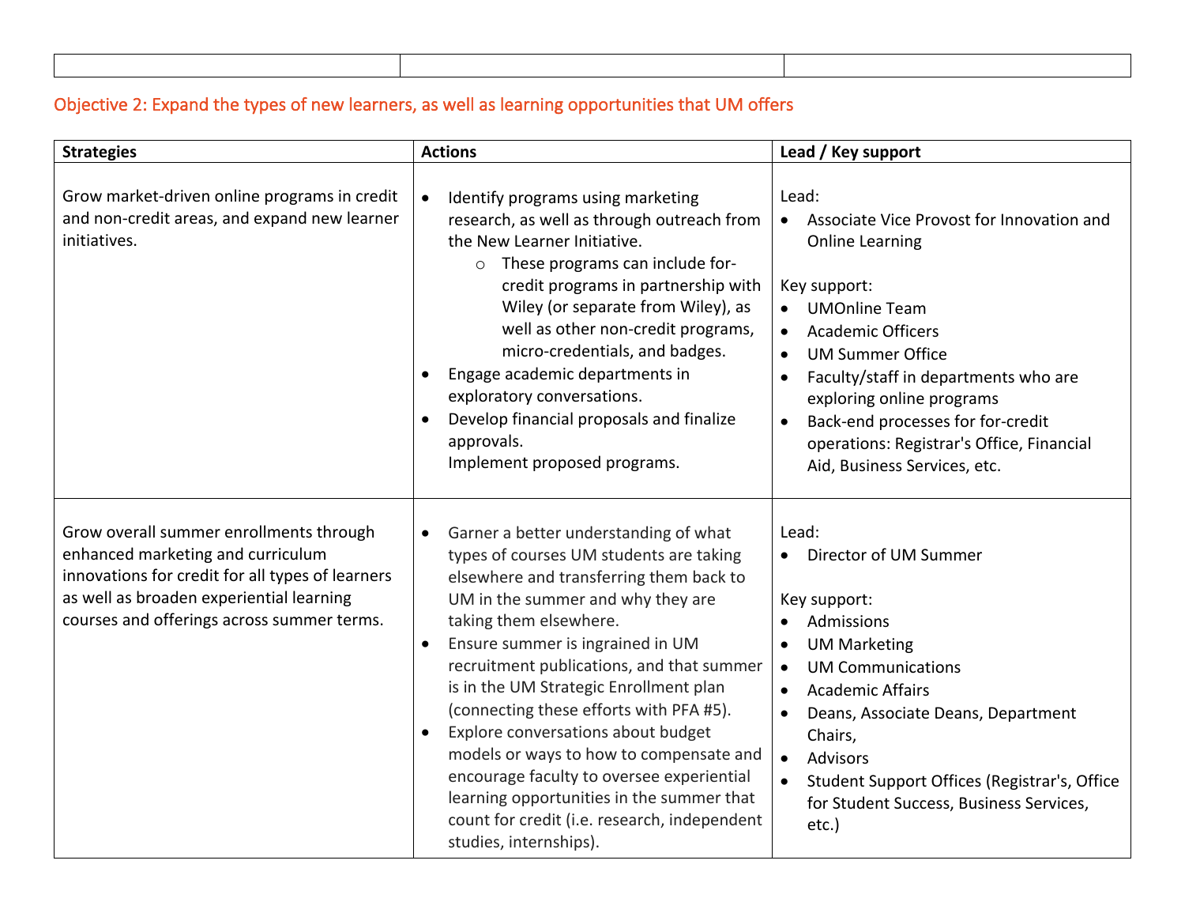| | | |
|---|---|---|
| | | |

### Objective 2: Expand the types of new learners, as well as learning opportunities that UM offers

| Strategies | Actions | Lead / Key support |
|---|---|---|
| Grow market-driven online programs in credit and non-credit areas, and expand new learner initiatives. | • Identify programs using marketing research, as well as through outreach from the New Learner Initiative.<br>&nbsp;&nbsp;&nbsp;&nbsp;○ These programs can include for-credit programs in partnership with Wiley (or separate from Wiley), as well as other non-credit programs, micro-credentials, and badges.<br>• Engage academic departments in exploratory conversations.<br>• Develop financial proposals and finalize approvals.<br>Implement proposed programs. | Lead:<br>• Associate Vice Provost for Innovation and Online Learning<br><br>Key support:<br>• UMOnline Team<br>• Academic Officers<br>• UM Summer Office<br>• Faculty/staff in departments who are exploring online programs<br>• Back-end processes for for-credit operations: Registrar's Office, Financial Aid, Business Services, etc. |
| Grow overall summer enrollments through enhanced marketing and curriculum innovations for credit for all types of learners as well as broaden experiential learning courses and offerings across summer terms. | • Garner a better understanding of what types of courses UM students are taking elsewhere and transferring them back to UM in the summer and why they are taking them elsewhere.<br>• Ensure summer is ingrained in UM recruitment publications, and that summer is in the UM Strategic Enrollment plan (connecting these efforts with PFA #5).<br>• Explore conversations about budget models or ways to how to compensate and encourage faculty to oversee experiential learning opportunities in the summer that count for credit (i.e. research, independent studies, internships). | Lead:<br>• Director of UM Summer<br><br>Key support:<br>• Admissions<br>• UM Marketing<br>• UM Communications<br>• Academic Affairs<br>• Deans, Associate Deans, Department Chairs,<br>• Advisors<br>• Student Support Offices (Registrar's, Office for Student Success, Business Services, etc.) |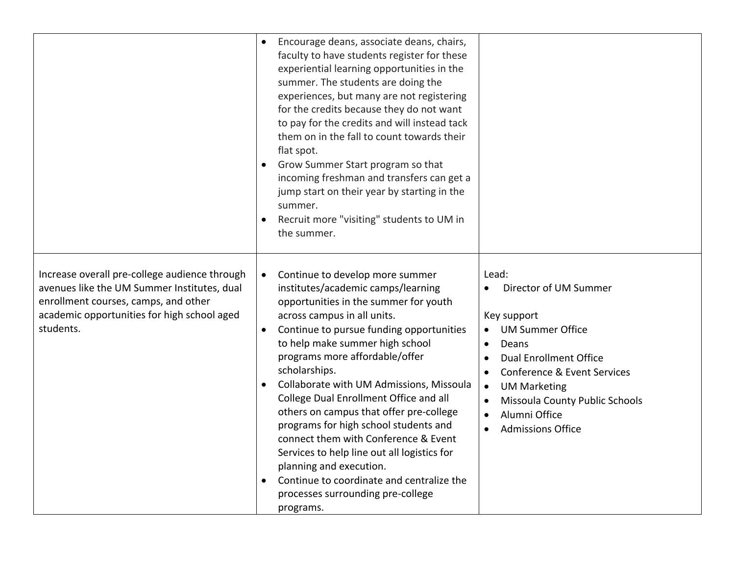| | | |
|---|---|---|
| | • Encourage deans, associate deans, chairs, faculty to have students register for these experiential learning opportunities in the summer. The students are doing the experiences, but many are not registering for the credits because they do not want to pay for the credits and will instead tack them on in the fall to count towards their flat spot.<br>• Grow Summer Start program so that incoming freshman and transfers can get a jump start on their year by starting in the summer.<br>• Recruit more "visiting" students to UM in the summer. | |
| Increase overall pre-college audience through avenues like the UM Summer Institutes, dual enrollment courses, camps, and other academic opportunities for high school aged students. | • Continue to develop more summer institutes/academic camps/learning opportunities in the summer for youth across campus in all units.<br>• Continue to pursue funding opportunities to help make summer high school programs more affordable/offer scholarships.<br>• Collaborate with UM Admissions, Missoula College Dual Enrollment Office and all others on campus that offer pre-college programs for high school students and connect them with Conference & Event Services to help line out all logistics for planning and execution.<br>• Continue to coordinate and centralize the processes surrounding pre-college programs. | Lead:<br>• Director of UM Summer<br><br>Key support<br>• UM Summer Office<br>• Deans<br>• Dual Enrollment Office<br>• Conference & Event Services<br>• UM Marketing<br>• Missoula County Public Schools<br>• Alumni Office<br>• Admissions Office |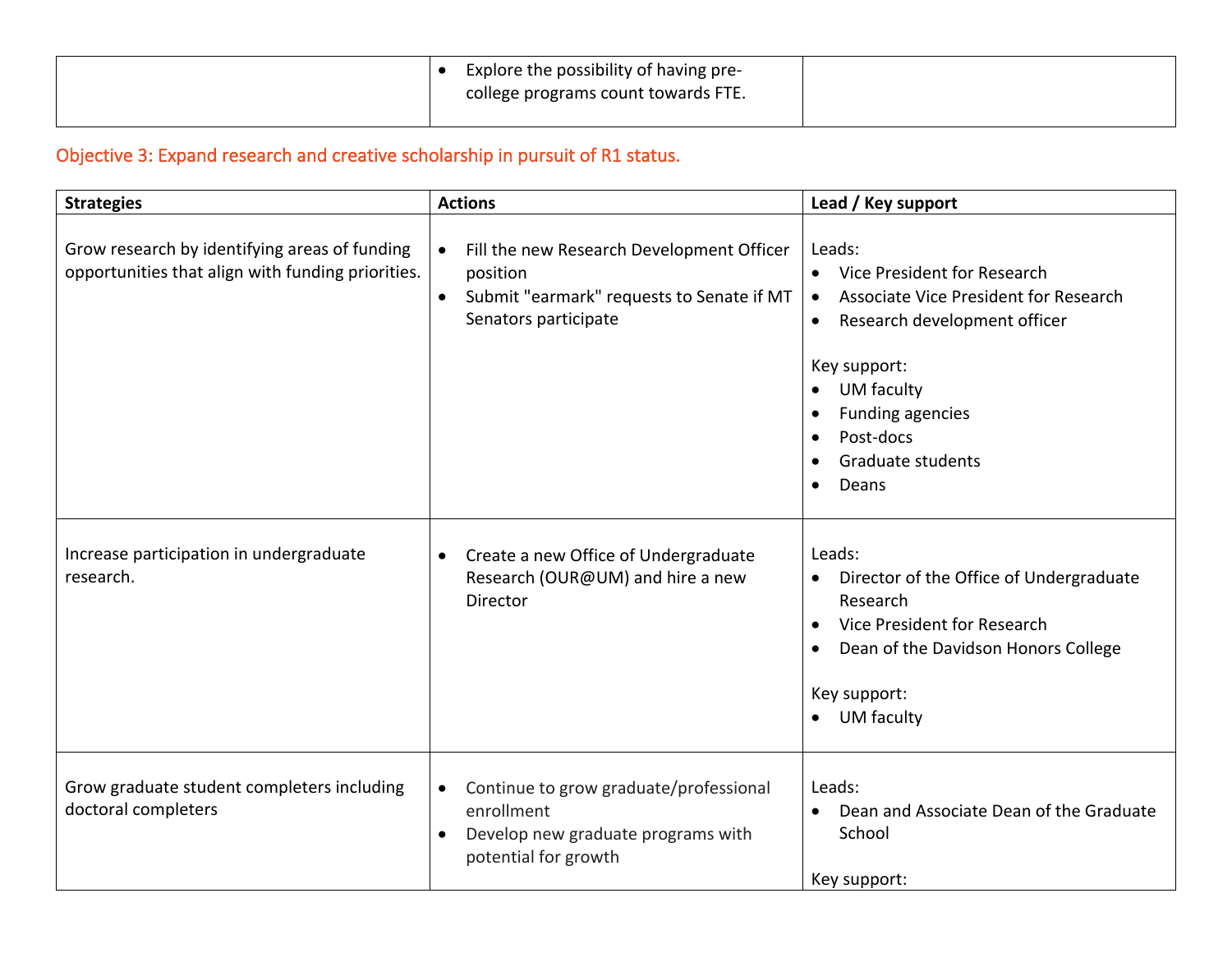| | • Explore the possibility of having pre-college programs count towards FTE. | |
|---|---|---|

### Objective 3: Expand research and creative scholarship in pursuit of R1 status.

| Strategies | Actions | Lead / Key support |
|---|---|---|
| Grow research by identifying areas of funding opportunities that align with funding priorities. | • Fill the new Research Development Officer position<br>• Submit "earmark" requests to Senate if MT Senators participate | Leads:<br>• Vice President for Research<br>• Associate Vice President for Research<br>• Research development officer<br><br>Key support:<br>• UM faculty<br>• Funding agencies<br>• Post-docs<br>• Graduate students<br>• Deans |
| Increase participation in undergraduate research. | • Create a new Office of Undergraduate Research (OUR@UM) and hire a new Director | Leads:<br>• Director of the Office of Undergraduate Research<br>• Vice President for Research<br>• Dean of the Davidson Honors College<br><br>Key support:<br>• UM faculty |
| Grow graduate student completers including doctoral completers | • Continue to grow graduate/professional enrollment<br>• Develop new graduate programs with potential for growth | Leads:<br>• Dean and Associate Dean of the Graduate School<br><br>Key support: |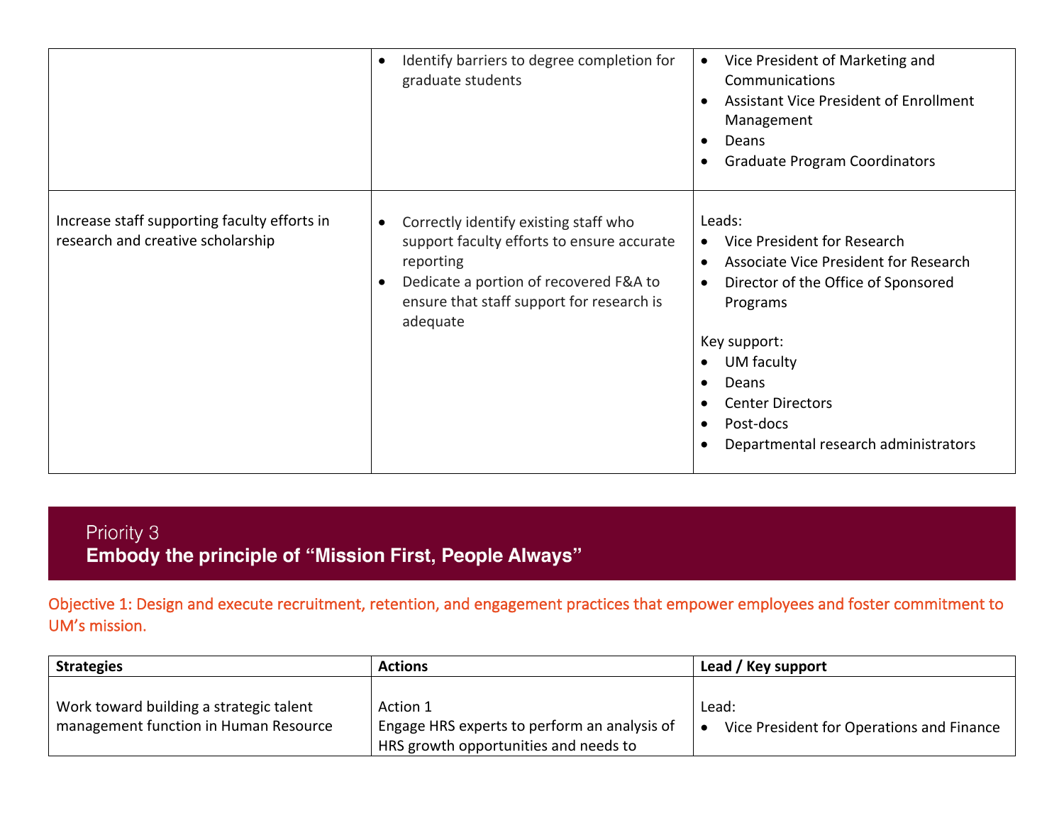| | | |
|---|---|---|
| | • Identify barriers to degree completion for graduate students | • Vice President of Marketing and Communications<br>• Assistant Vice President of Enrollment Management<br>• Deans<br>• Graduate Program Coordinators |
| Increase staff supporting faculty efforts in research and creative scholarship | • Correctly identify existing staff who support faculty efforts to ensure accurate reporting<br>• Dedicate a portion of recovered F&A to ensure that staff support for research is adequate | Leads:<br>• Vice President for Research<br>• Associate Vice President for Research<br>• Director of the Office of Sponsored Programs<br><br>Key support:<br>• UM faculty<br>• Deans<br>• Center Directors<br>• Post-docs<br>• Departmental research administrators |

## Priority 3
## Embody the principle of "Mission First, People Always"

### Objective 1: Design and execute recruitment, retention, and engagement practices that empower employees and foster commitment to UM's mission.

| Strategies | Actions | Lead / Key support |
|---|---|---|
| Work toward building a strategic talent management function in Human Resource | Action 1<br>Engage HRS experts to perform an analysis of HRS growth opportunities and needs to | Lead:<br>• Vice President for Operations and Finance |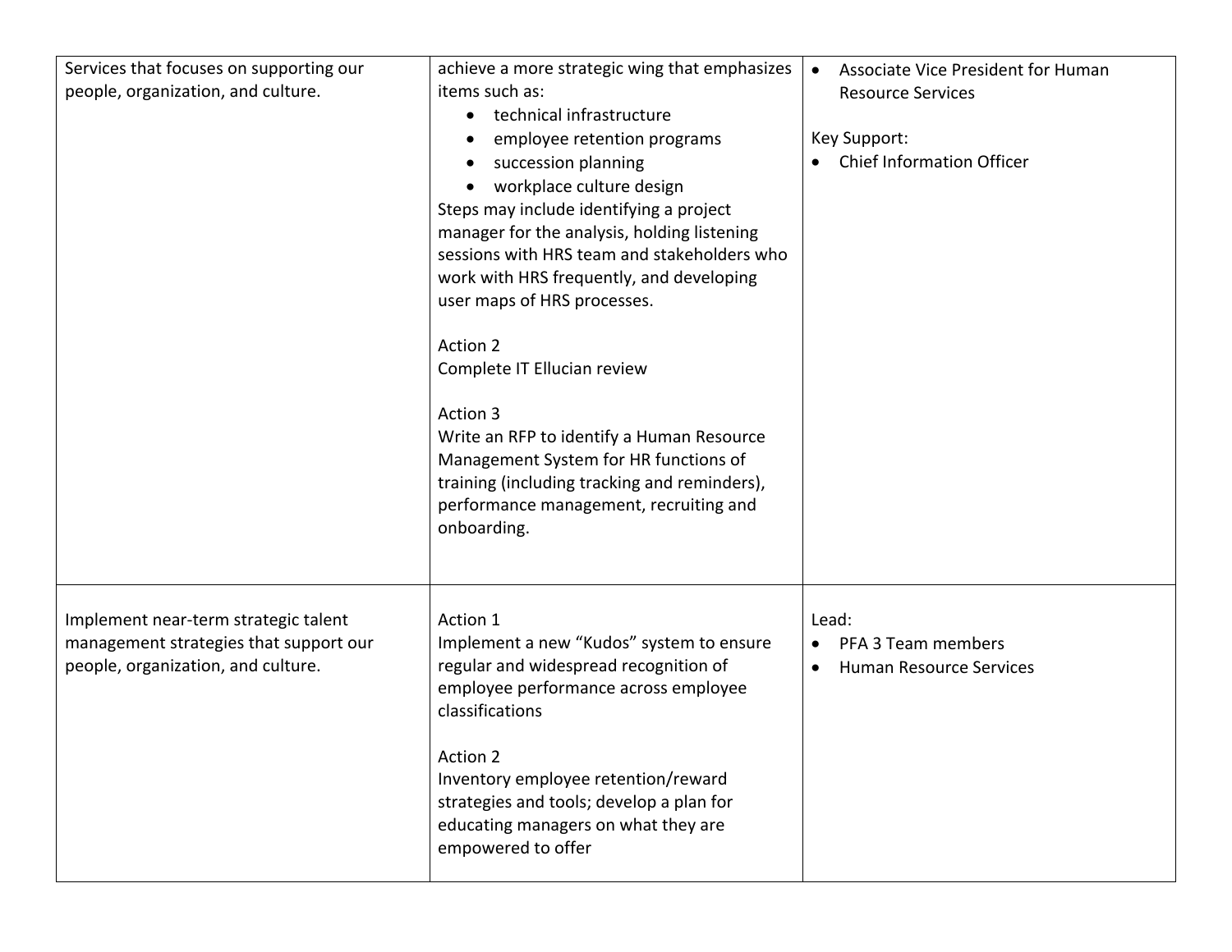| | | |
|---|---|---|
| Services that focuses on supporting our people, organization, and culture. | achieve a more strategic wing that emphasizes items such as:<br>• technical infrastructure<br>• employee retention programs<br>• succession planning<br>• workplace culture design<br>Steps may include identifying a project manager for the analysis, holding listening sessions with HRS team and stakeholders who work with HRS frequently, and developing user maps of HRS processes.<br><br>Action 2<br>Complete IT Ellucian review<br><br>Action 3<br>Write an RFP to identify a Human Resource Management System for HR functions of training (including tracking and reminders), performance management, recruiting and onboarding. | • Associate Vice President for Human Resource Services<br><br>Key Support:<br>• Chief Information Officer |
| Implement near-term strategic talent management strategies that support our people, organization, and culture. | Action 1<br>Implement a new "Kudos" system to ensure regular and widespread recognition of employee performance across employee classifications<br><br>Action 2<br>Inventory employee retention/reward strategies and tools; develop a plan for educating managers on what they are empowered to offer | Lead:<br>• PFA 3 Team members<br>• Human Resource Services |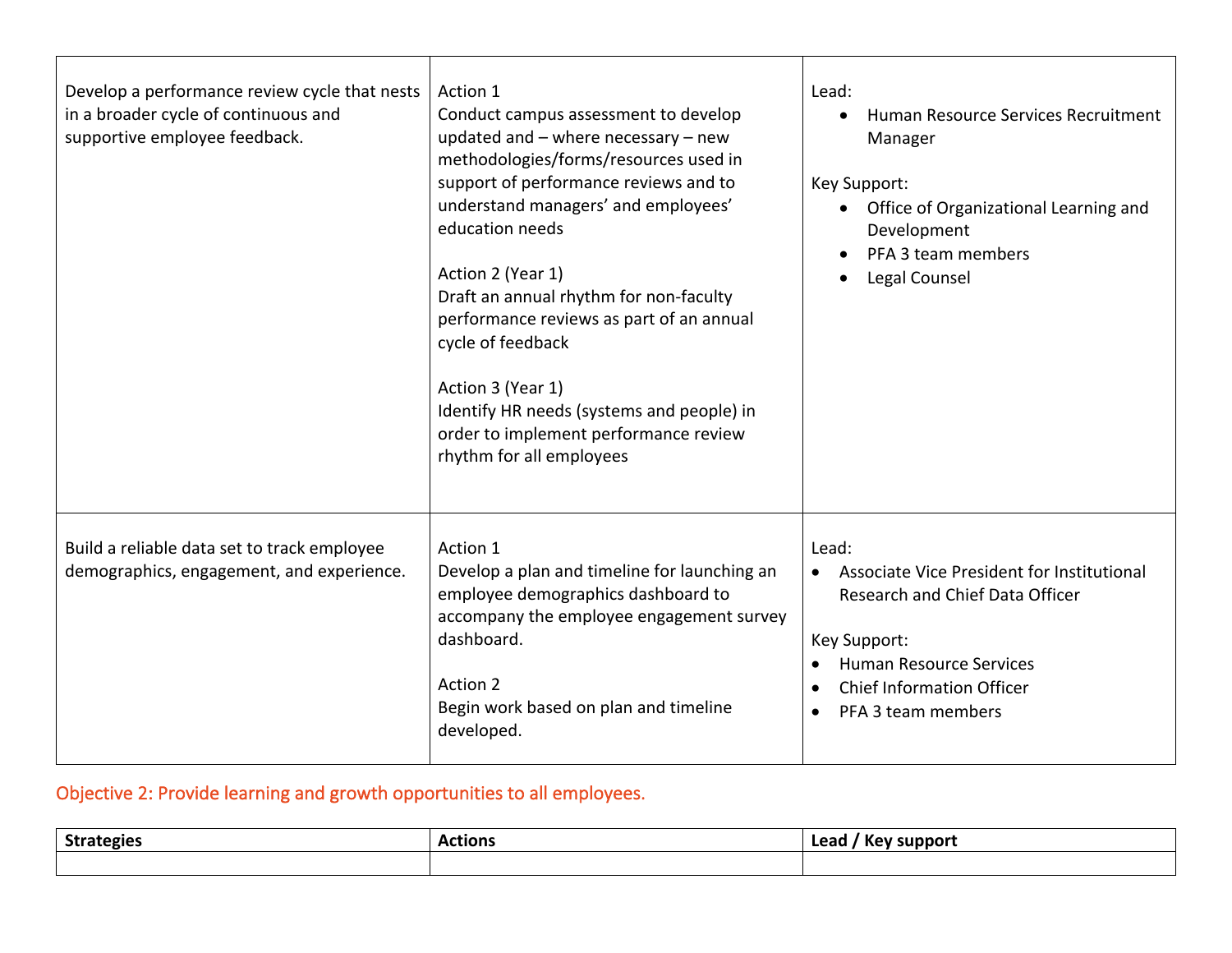| | | |
|---|---|---|
| Develop a performance review cycle that nests in a broader cycle of continuous and supportive employee feedback. | Action 1<br>Conduct campus assessment to develop updated and – where necessary – new methodologies/forms/resources used in support of performance reviews and to understand managers' and employees' education needs<br><br>Action 2 (Year 1)<br>Draft an annual rhythm for non-faculty performance reviews as part of an annual cycle of feedback<br><br>Action 3 (Year 1)<br>Identify HR needs (systems and people) in order to implement performance review rhythm for all employees | Lead:<br>• Human Resource Services Recruitment Manager<br><br>Key Support:<br>• Office of Organizational Learning and Development<br>• PFA 3 team members<br>• Legal Counsel |
| Build a reliable data set to track employee demographics, engagement, and experience. | Action 1<br>Develop a plan and timeline for launching an employee demographics dashboard to accompany the employee engagement survey dashboard.<br><br>Action 2<br>Begin work based on plan and timeline developed. | Lead:<br>• Associate Vice President for Institutional Research and Chief Data Officer<br><br>Key Support:<br>• Human Resource Services<br>• Chief Information Officer<br>• PFA 3 team members |

## Objective 2: Provide learning and growth opportunities to all employees.

| Strategies | Actions | Lead / Key support |
|---|---|---|
| | | |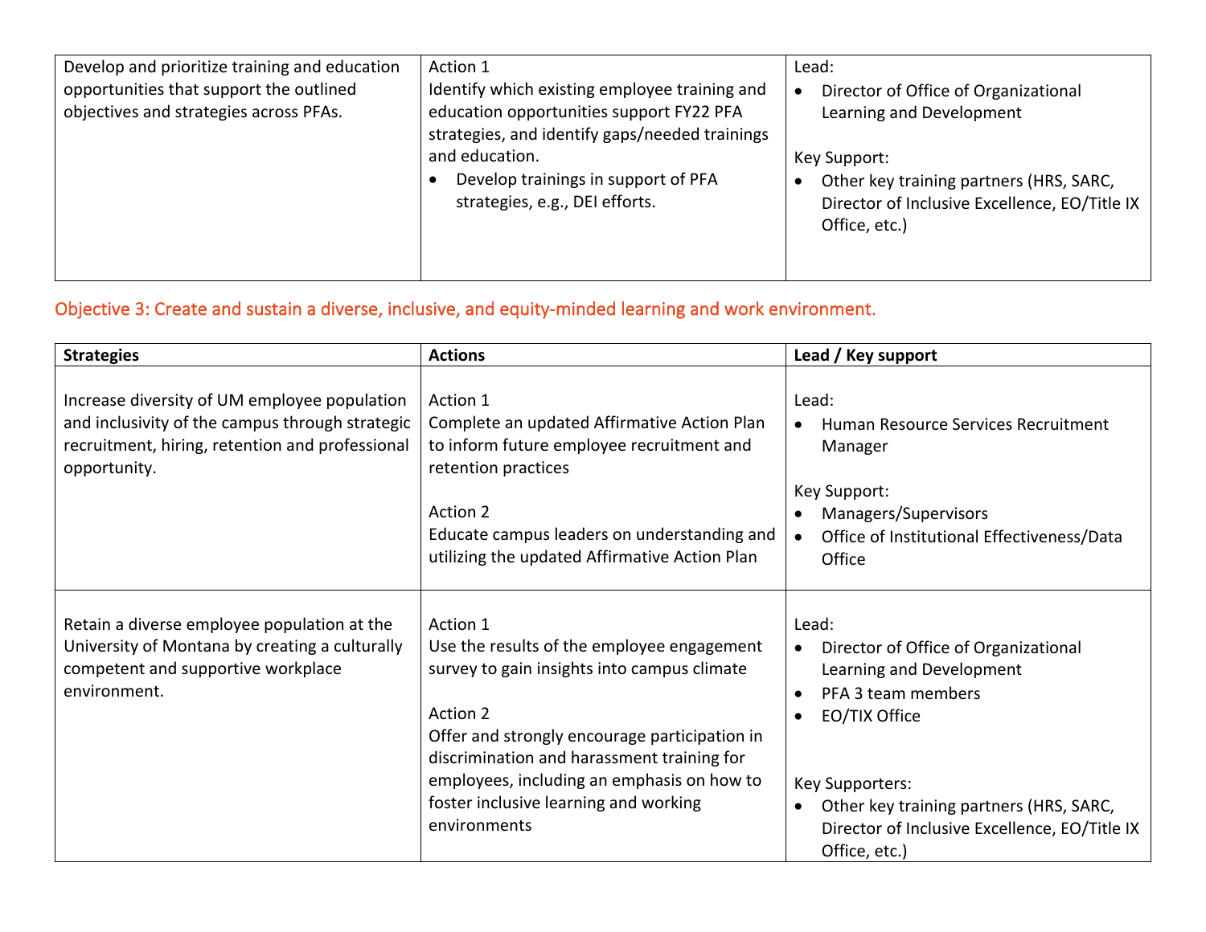| | | |
|---|---|---|
| Develop and prioritize training and education opportunities that support the outlined objectives and strategies across PFAs. | Action 1<br>Identify which existing employee training and education opportunities support FY22 PFA strategies, and identify gaps/needed trainings and education.<br>• Develop trainings in support of PFA strategies, e.g., DEI efforts. | Lead:<br>• Director of Office of Organizational Learning and Development<br><br>Key Support:<br>• Other key training partners (HRS, SARC, Director of Inclusive Excellence, EO/Title IX Office, etc.) |

## Objective 3: Create and sustain a diverse, inclusive, and equity-minded learning and work environment.

| **Strategies** | **Actions** | **Lead / Key support** |
|---|---|---|
| Increase diversity of UM employee population and inclusivity of the campus through strategic recruitment, hiring, retention and professional opportunity. | Action 1<br>Complete an updated Affirmative Action Plan to inform future employee recruitment and retention practices<br><br>Action 2<br>Educate campus leaders on understanding and utilizing the updated Affirmative Action Plan | Lead:<br>• Human Resource Services Recruitment Manager<br><br>Key Support:<br>• Managers/Supervisors<br>• Office of Institutional Effectiveness/Data Office |
| Retain a diverse employee population at the University of Montana by creating a culturally competent and supportive workplace environment. | Action 1<br>Use the results of the employee engagement survey to gain insights into campus climate<br><br>Action 2<br>Offer and strongly encourage participation in discrimination and harassment training for employees, including an emphasis on how to foster inclusive learning and working environments | Lead:<br>• Director of Office of Organizational Learning and Development<br>• PFA 3 team members<br>• EO/TIX Office<br><br>Key Supporters:<br>• Other key training partners (HRS, SARC, Director of Inclusive Excellence, EO/Title IX Office, etc.) |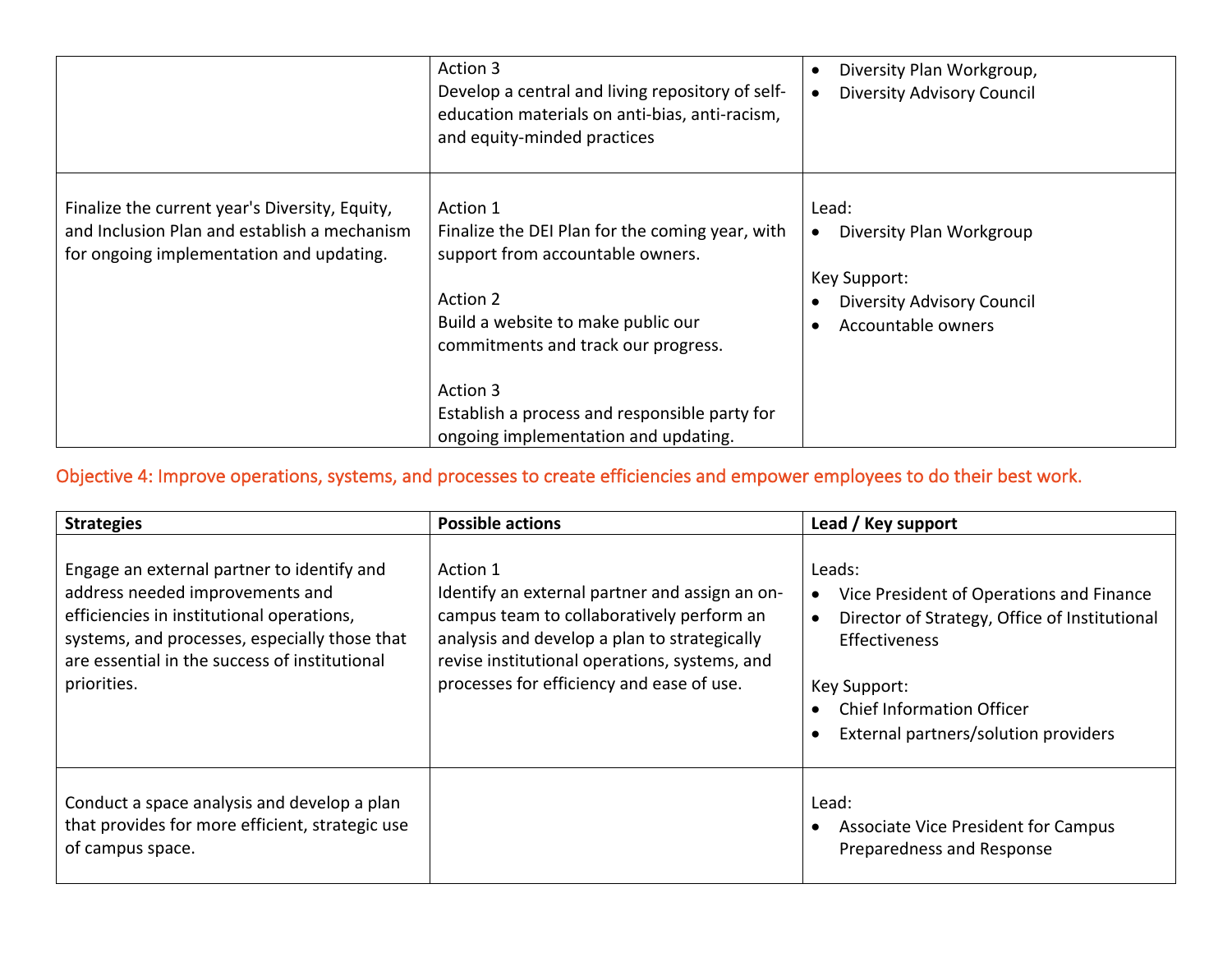| | | |
|---|---|---|
| | Action 3<br>Develop a central and living repository of self-education materials on anti-bias, anti-racism, and equity-minded practices | • Diversity Plan Workgroup,<br>• Diversity Advisory Council |
| Finalize the current year's Diversity, Equity, and Inclusion Plan and establish a mechanism for ongoing implementation and updating. | Action 1<br>Finalize the DEI Plan for the coming year, with support from accountable owners.<br><br>Action 2<br>Build a website to make public our commitments and track our progress.<br><br>Action 3<br>Establish a process and responsible party for ongoing implementation and updating. | Lead:<br>• Diversity Plan Workgroup<br><br>Key Support:<br>• Diversity Advisory Council<br>• Accountable owners |

## Objective 4: Improve operations, systems, and processes to create efficiencies and empower employees to do their best work.

| **Strategies** | **Possible actions** | **Lead / Key support** |
|---|---|---|
| Engage an external partner to identify and address needed improvements and efficiencies in institutional operations, systems, and processes, especially those that are essential in the success of institutional priorities. | Action 1<br>Identify an external partner and assign an on-campus team to collaboratively perform an analysis and develop a plan to strategically revise institutional operations, systems, and processes for efficiency and ease of use. | Leads:<br>• Vice President of Operations and Finance<br>• Director of Strategy, Office of Institutional Effectiveness<br><br>Key Support:<br>• Chief Information Officer<br>• External partners/solution providers |
| Conduct a space analysis and develop a plan that provides for more efficient, strategic use of campus space. | | Lead:<br>• Associate Vice President for Campus Preparedness and Response |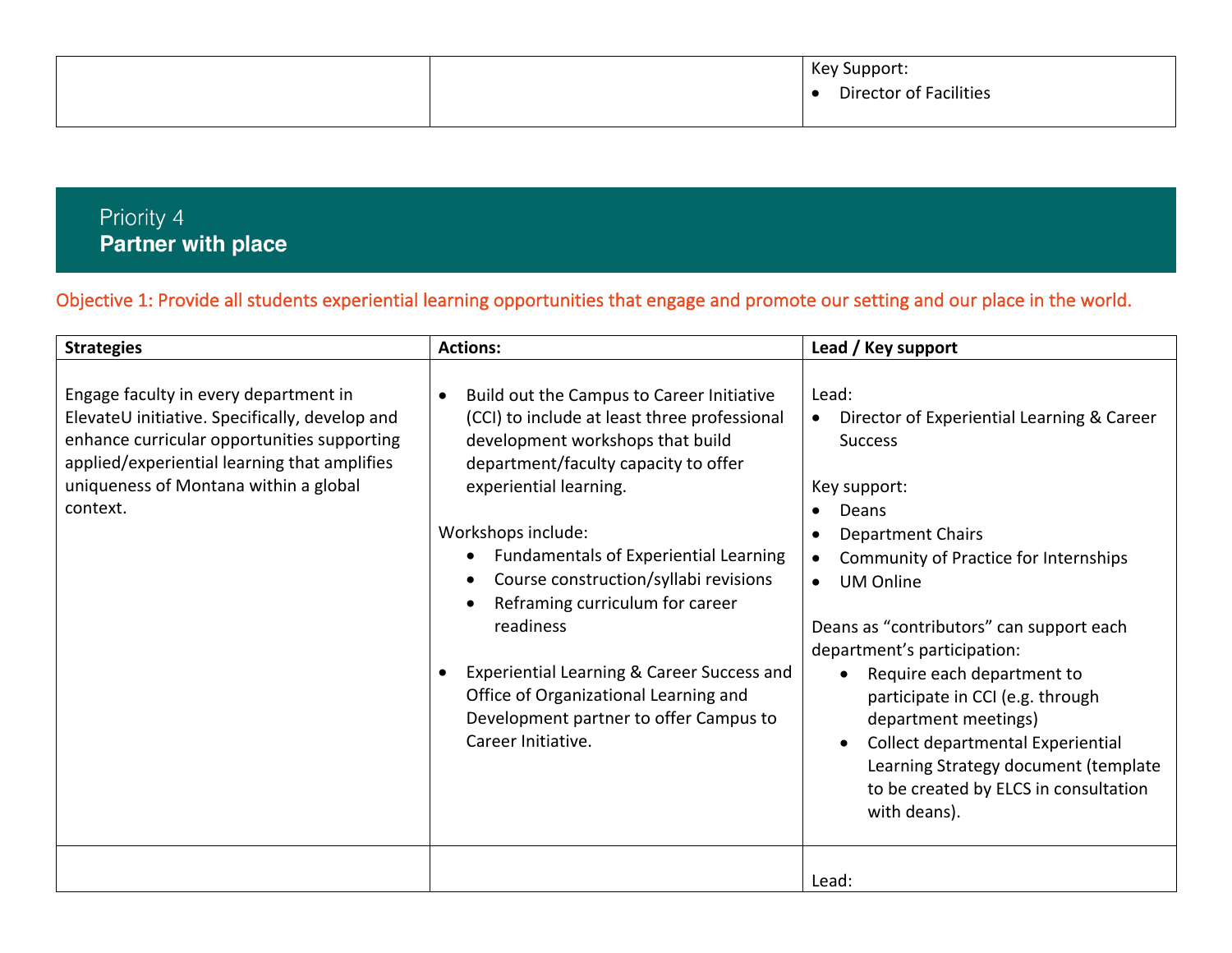| | | Key Support:<br>• Director of Facilities |
|---|---|---|

## Priority 4
**Partner with place**

Objective 1: Provide all students experiential learning opportunities that engage and promote our setting and our place in the world.

| Strategies | Actions: | Lead / Key support |
|---|---|---|
| Engage faculty in every department in ElevateU initiative. Specifically, develop and enhance curricular opportunities supporting applied/experiential learning that amplifies uniqueness of Montana within a global context. | • Build out the Campus to Career Initiative (CCI) to include at least three professional development workshops that build department/faculty capacity to offer experiential learning.<br><br>Workshops include:<br>• Fundamentals of Experiential Learning<br>• Course construction/syllabi revisions<br>• Reframing curriculum for career readiness<br><br>• Experiential Learning & Career Success and Office of Organizational Learning and Development partner to offer Campus to Career Initiative. | Lead:<br>• Director of Experiential Learning & Career Success<br><br>Key support:<br>• Deans<br>• Department Chairs<br>• Community of Practice for Internships<br>• UM Online<br><br>Deans as "contributors" can support each department's participation:<br>• Require each department to participate in CCI (e.g. through department meetings)<br>• Collect departmental Experiential Learning Strategy document (template to be created by ELCS in consultation with deans). |
| | | Lead: |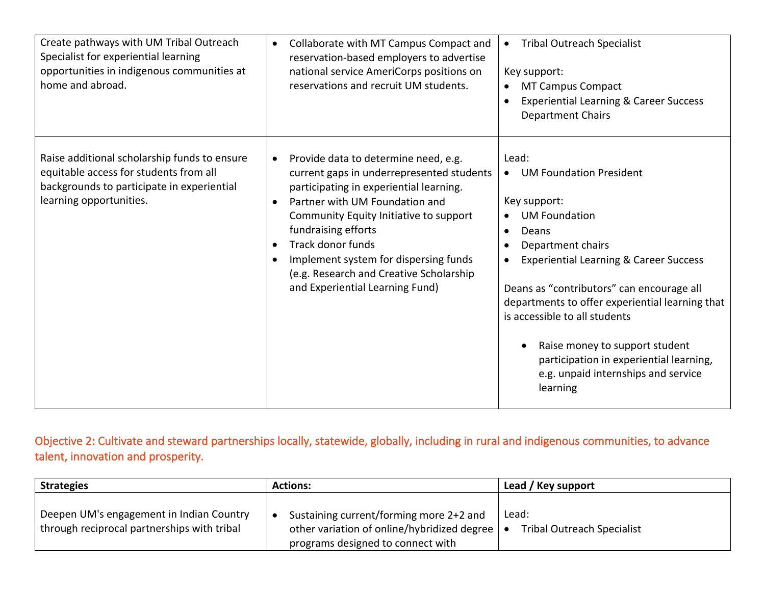| | | |
|---|---|---|
| Create pathways with UM Tribal Outreach Specialist for experiential learning opportunities in indigenous communities at home and abroad. | • Collaborate with MT Campus Compact and reservation-based employers to advertise national service AmeriCorps positions on reservations and recruit UM students. | • Tribal Outreach Specialist<br><br>Key support:<br>• MT Campus Compact<br>• Experiential Learning & Career Success Department Chairs |
| Raise additional scholarship funds to ensure equitable access for students from all backgrounds to participate in experiential learning opportunities. | • Provide data to determine need, e.g. current gaps in underrepresented students participating in experiential learning.<br>• Partner with UM Foundation and Community Equity Initiative to support fundraising efforts<br>• Track donor funds<br>• Implement system for dispersing funds (e.g. Research and Creative Scholarship and Experiential Learning Fund) | Lead:<br>• UM Foundation President<br><br>Key support:<br>• UM Foundation<br>• Deans<br>• Department chairs<br>• Experiential Learning & Career Success<br><br>Deans as "contributors" can encourage all departments to offer experiential learning that is accessible to all students<br><br>• Raise money to support student participation in experiential learning, e.g. unpaid internships and service learning |

Objective 2: Cultivate and steward partnerships locally, statewide, globally, including in rural and indigenous communities, to advance talent, innovation and prosperity.

| Strategies | Actions: | Lead / Key support |
|---|---|---|
| Deepen UM's engagement in Indian Country through reciprocal partnerships with tribal | • Sustaining current/forming more 2+2 and other variation of online/hybridized degree programs designed to connect with | Lead:<br>• Tribal Outreach Specialist |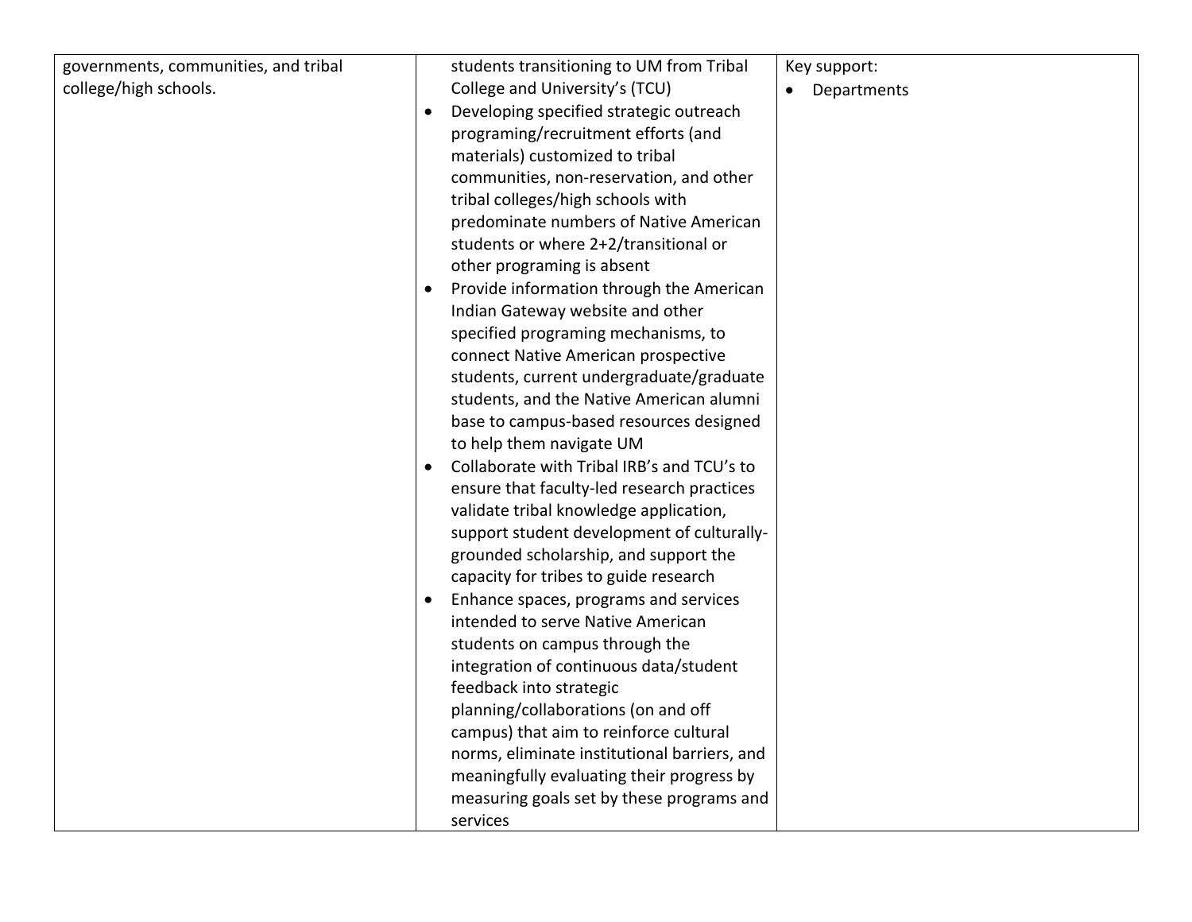| | | |
|---|---|---|
| governments, communities, and tribal college/high schools. | students transitioning to UM from Tribal College and University's (TCU)<br>• Developing specified strategic outreach programing/recruitment efforts (and materials) customized to tribal communities, non-reservation, and other tribal colleges/high schools with predominate numbers of Native American students or where 2+2/transitional or other programing is absent<br>• Provide information through the American Indian Gateway website and other specified programing mechanisms, to connect Native American prospective students, current undergraduate/graduate students, and the Native American alumni base to campus-based resources designed to help them navigate UM<br>• Collaborate with Tribal IRB's and TCU's to ensure that faculty-led research practices validate tribal knowledge application, support student development of culturally-grounded scholarship, and support the capacity for tribes to guide research<br>• Enhance spaces, programs and services intended to serve Native American students on campus through the integration of continuous data/student feedback into strategic planning/collaborations (on and off campus) that aim to reinforce cultural norms, eliminate institutional barriers, and meaningfully evaluating their progress by measuring goals set by these programs and services | Key support:<br>• Departments |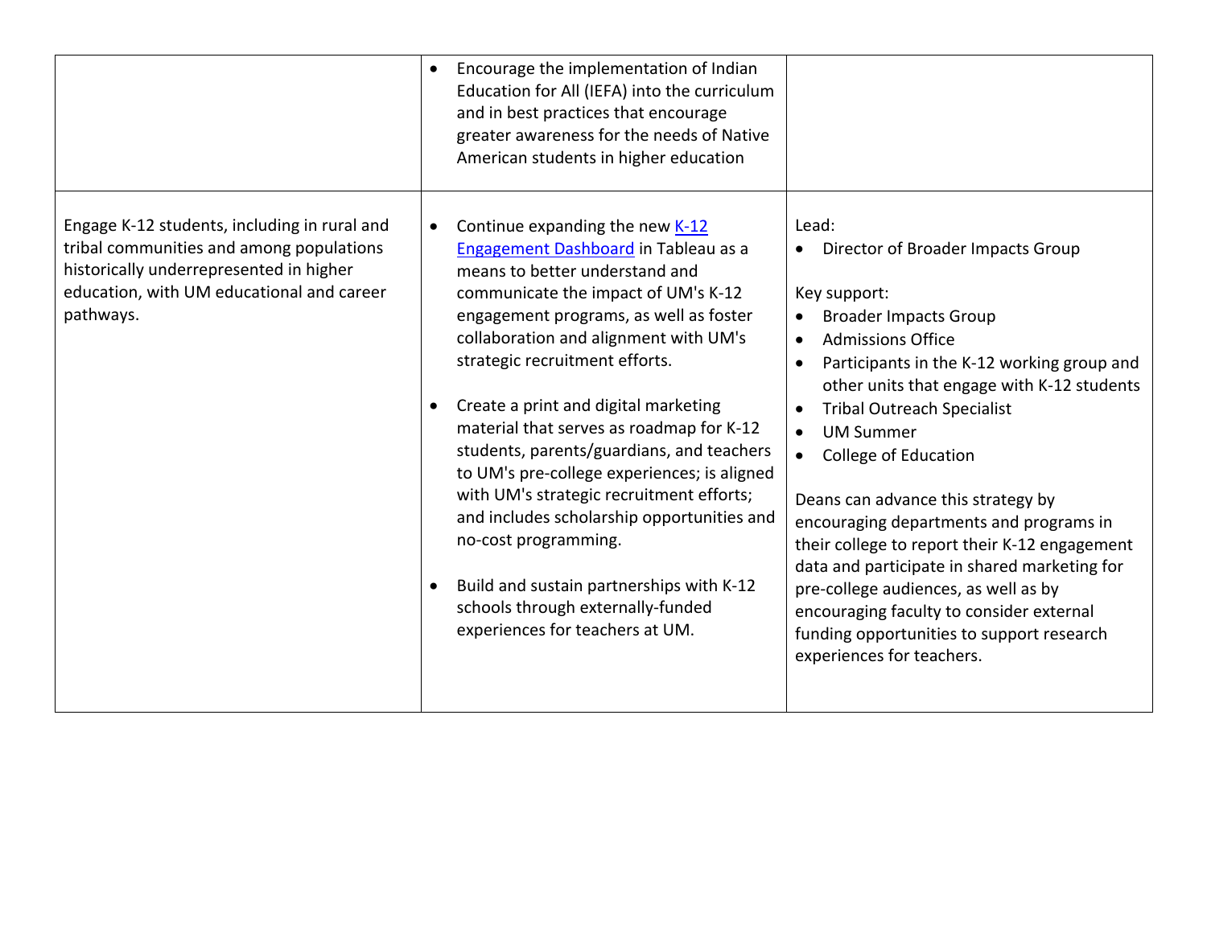| | | |
|---|---|---|
| | <ul><li>Encourage the implementation of Indian Education for All (IEFA) into the curriculum and in best practices that encourage greater awareness for the needs of Native American students in higher education</li></ul> | |
| Engage K-12 students, including in rural and tribal communities and among populations historically underrepresented in higher education, with UM educational and career pathways. | <ul><li>Continue expanding the new K-12 Engagement Dashboard in Tableau as a means to better understand and communicate the impact of UM's K-12 engagement programs, as well as foster collaboration and alignment with UM's strategic recruitment efforts.</li><li>Create a print and digital marketing material that serves as roadmap for K-12 students, parents/guardians, and teachers to UM's pre-college experiences; is aligned with UM's strategic recruitment efforts; and includes scholarship opportunities and no-cost programming.</li><li>Build and sustain partnerships with K-12 schools through externally-funded experiences for teachers at UM.</li></ul> | Lead:<ul><li>Director of Broader Impacts Group</li></ul>Key support:<ul><li>Broader Impacts Group</li><li>Admissions Office</li><li>Participants in the K-12 working group and other units that engage with K-12 students</li><li>Tribal Outreach Specialist</li><li>UM Summer</li><li>College of Education</li></ul>Deans can advance this strategy by encouraging departments and programs in their college to report their K-12 engagement data and participate in shared marketing for pre-college audiences, as well as by encouraging faculty to consider external funding opportunities to support research experiences for teachers. |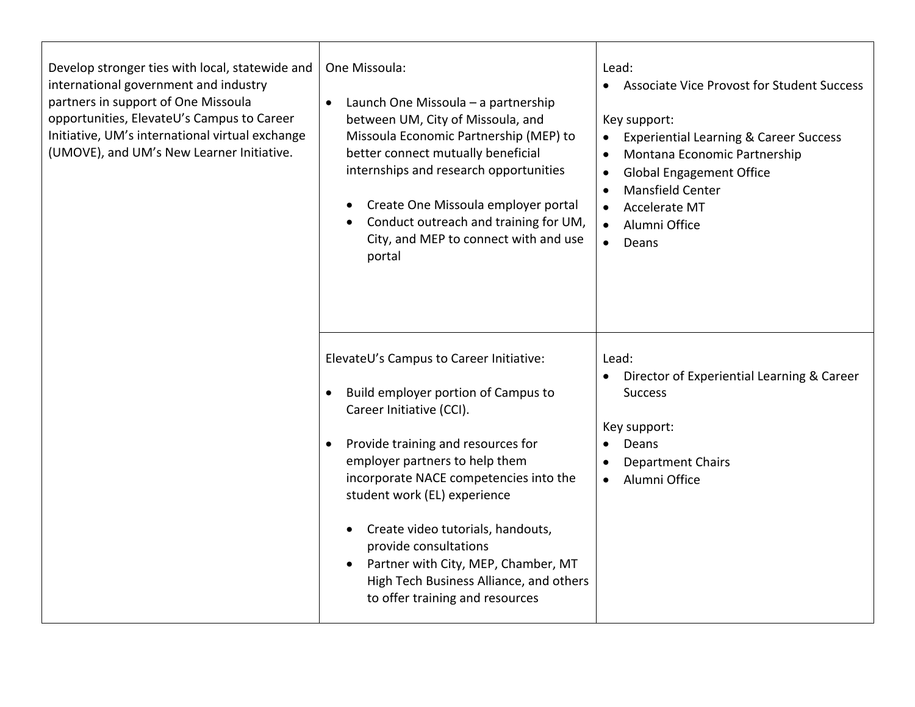| | | |
|---|---|---|
| Develop stronger ties with local, statewide and international government and industry partners in support of One Missoula opportunities, ElevateU's Campus to Career Initiative, UM's international virtual exchange (UMOVE), and UM's New Learner Initiative. | One Missoula:<br><br>• Launch One Missoula – a partnership between UM, City of Missoula, and Missoula Economic Partnership (MEP) to better connect mutually beneficial internships and research opportunities<br>  ◦ Create One Missoula employer portal<br>  ◦ Conduct outreach and training for UM, City, and MEP to connect with and use portal | Lead:<br>• Associate Vice Provost for Student Success<br><br>Key support:<br>• Experiential Learning & Career Success<br>• Montana Economic Partnership<br>• Global Engagement Office<br>• Mansfield Center<br>• Accelerate MT<br>• Alumni Office<br>• Deans |
| | ElevateU's Campus to Career Initiative:<br><br>• Build employer portion of Campus to Career Initiative (CCI).<br><br>• Provide training and resources for employer partners to help them incorporate NACE competencies into the student work (EL) experience<br>  ◦ Create video tutorials, handouts, provide consultations<br>  ◦ Partner with City, MEP, Chamber, MT High Tech Business Alliance, and others to offer training and resources | Lead:<br>• Director of Experiential Learning & Career Success<br><br>Key support:<br>• Deans<br>• Department Chairs<br>• Alumni Office |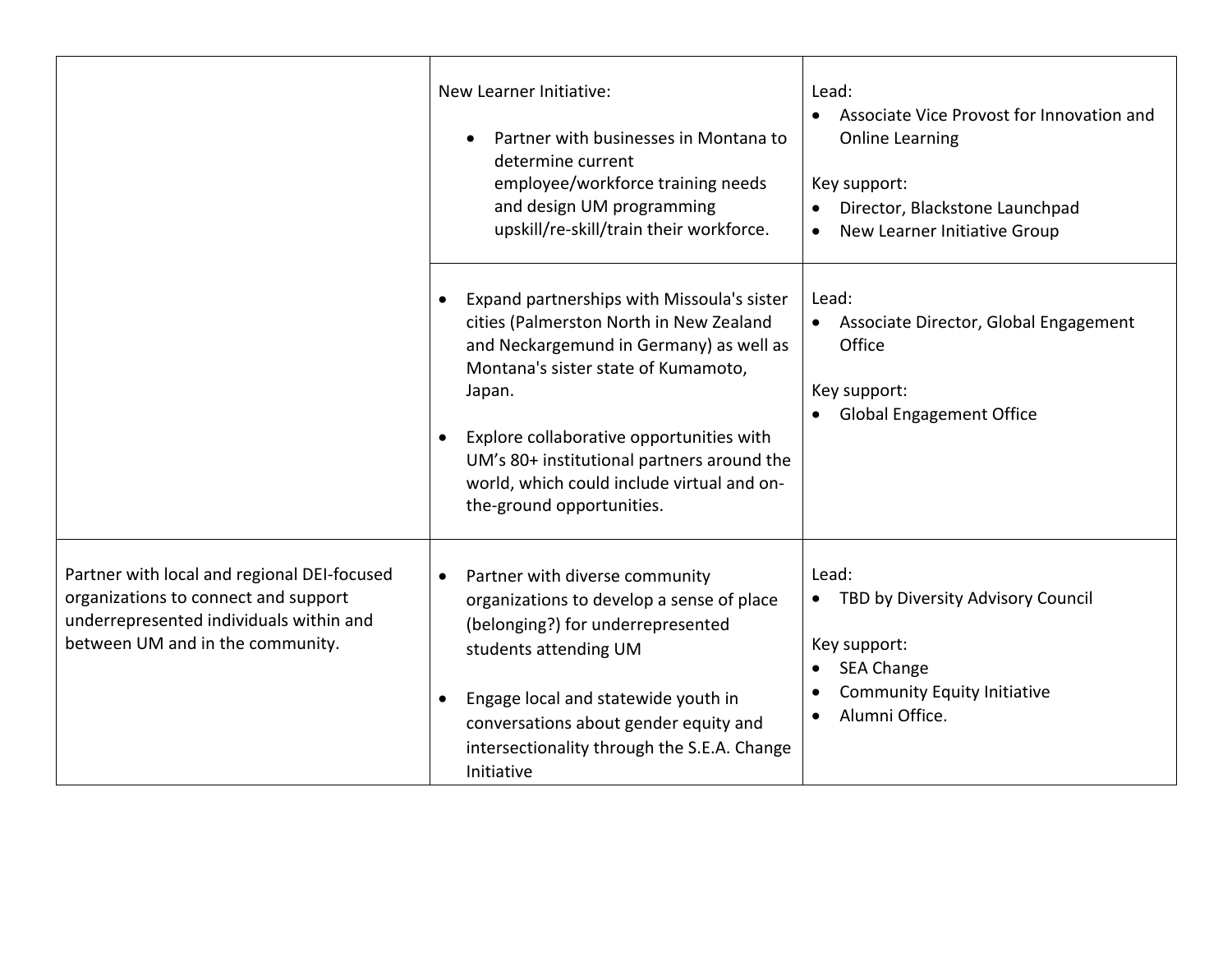| | | |
|---|---|---|
| | New Learner Initiative:<br><ul><li>Partner with businesses in Montana to determine current employee/workforce training needs and design UM programming upskill/re-skill/train their workforce.</li></ul> | Lead:<br><ul><li>Associate Vice Provost for Innovation and Online Learning</li></ul>Key support:<br><ul><li>Director, Blackstone Launchpad</li><li>New Learner Initiative Group</li></ul> |
| | <ul><li>Expand partnerships with Missoula's sister cities (Palmerston North in New Zealand and Neckargemund in Germany) as well as Montana's sister state of Kumamoto, Japan.</li><li>Explore collaborative opportunities with UM's 80+ institutional partners around the world, which could include virtual and on-the-ground opportunities.</li></ul> | Lead:<br><ul><li>Associate Director, Global Engagement Office</li></ul>Key support:<br><ul><li>Global Engagement Office</li></ul> |
| Partner with local and regional DEI-focused organizations to connect and support underrepresented individuals within and between UM and in the community. | <ul><li>Partner with diverse community organizations to develop a sense of place (belonging?) for underrepresented students attending UM</li><li>Engage local and statewide youth in conversations about gender equity and intersectionality through the S.E.A. Change Initiative</li></ul> | Lead:<br><ul><li>TBD by Diversity Advisory Council</li></ul>Key support:<br><ul><li>SEA Change</li><li>Community Equity Initiative</li><li>Alumni Office.</li></ul> |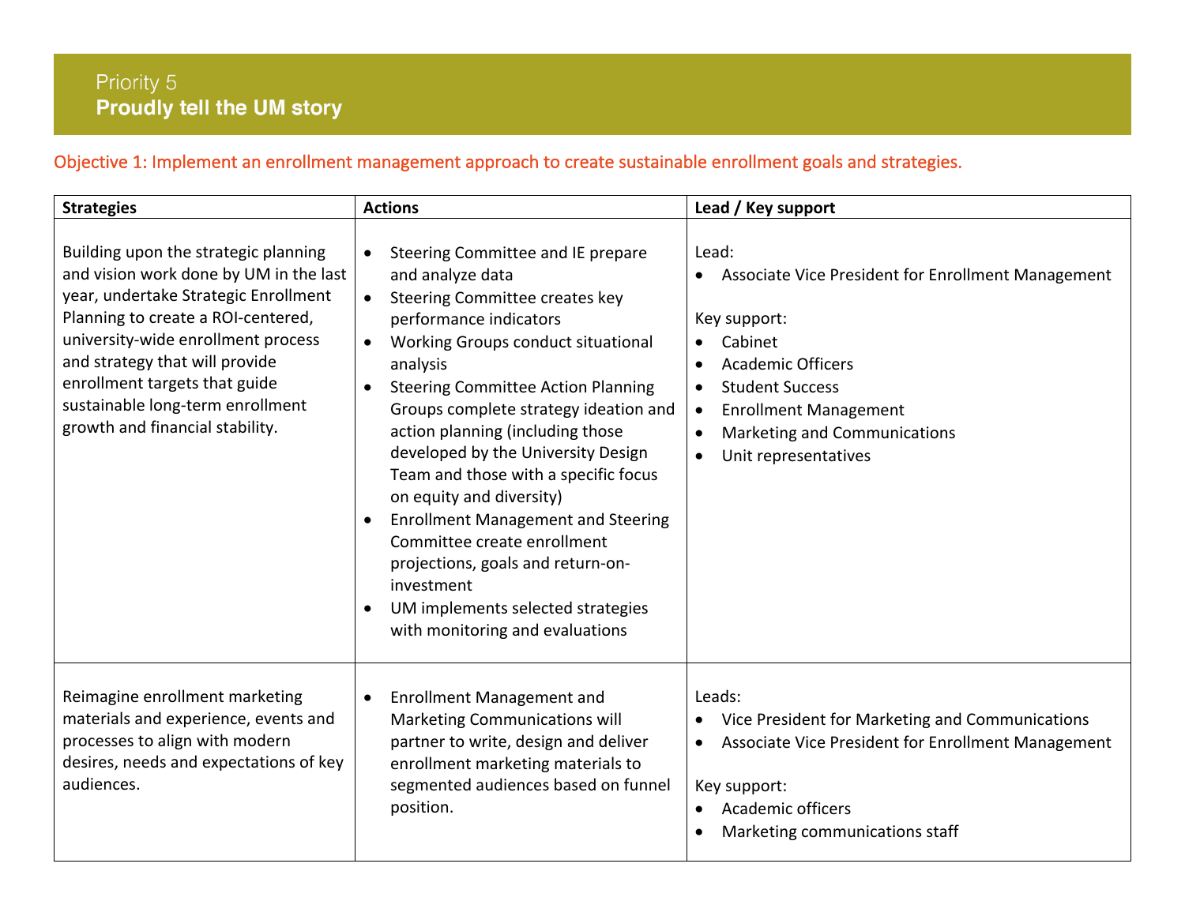## Priority 5
## **Proudly tell the UM story**

### Objective 1: Implement an enrollment management approach to create sustainable enrollment goals and strategies.

| Strategies | Actions | Lead / Key support |
|---|---|---|
| Building upon the strategic planning and vision work done by UM in the last year, undertake Strategic Enrollment Planning to create a ROI-centered, university-wide enrollment process and strategy that will provide enrollment targets that guide sustainable long-term enrollment growth and financial stability. | • Steering Committee and IE prepare and analyze data<br>• Steering Committee creates key performance indicators<br>• Working Groups conduct situational analysis<br>• Steering Committee Action Planning Groups complete strategy ideation and action planning (including those developed by the University Design Team and those with a specific focus on equity and diversity)<br>• Enrollment Management and Steering Committee create enrollment projections, goals and return-on-investment<br>• UM implements selected strategies with monitoring and evaluations | Lead:<br>• Associate Vice President for Enrollment Management<br><br>Key support:<br>• Cabinet<br>• Academic Officers<br>• Student Success<br>• Enrollment Management<br>• Marketing and Communications<br>• Unit representatives |
| Reimagine enrollment marketing materials and experience, events and processes to align with modern desires, needs and expectations of key audiences. | • Enrollment Management and Marketing Communications will partner to write, design and deliver enrollment marketing materials to segmented audiences based on funnel position. | Leads:<br>• Vice President for Marketing and Communications<br>• Associate Vice President for Enrollment Management<br><br>Key support:<br>• Academic officers<br>• Marketing communications staff |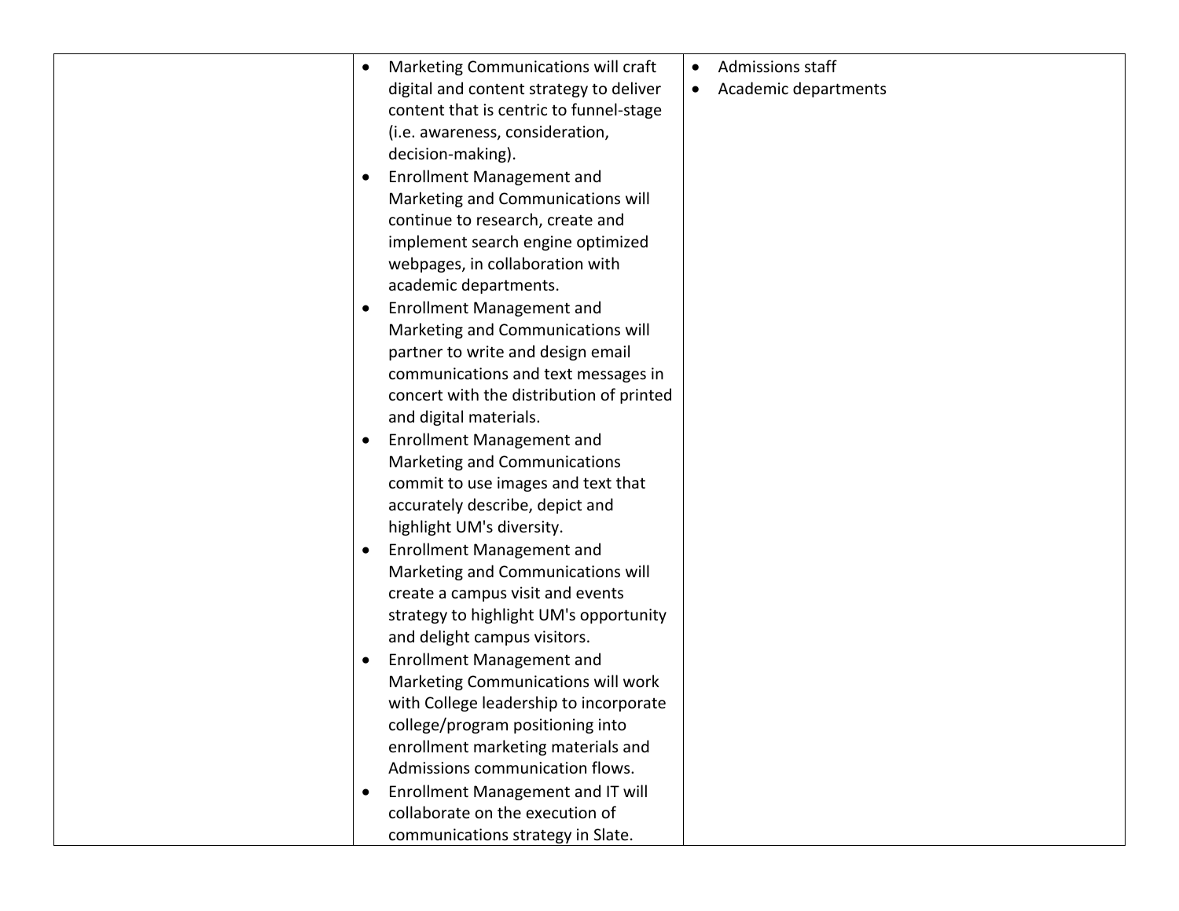| | | |
|---|---|---|
| | • Marketing Communications will craft digital and content strategy to deliver content that is centric to funnel-stage (i.e. awareness, consideration, decision-making).<br>• Enrollment Management and Marketing and Communications will continue to research, create and implement search engine optimized webpages, in collaboration with academic departments.<br>• Enrollment Management and Marketing and Communications will partner to write and design email communications and text messages in concert with the distribution of printed and digital materials.<br>• Enrollment Management and Marketing and Communications commit to use images and text that accurately describe, depict and highlight UM's diversity.<br>• Enrollment Management and Marketing and Communications will create a campus visit and events strategy to highlight UM's opportunity and delight campus visitors.<br>• Enrollment Management and Marketing Communications will work with College leadership to incorporate college/program positioning into enrollment marketing materials and Admissions communication flows.<br>• Enrollment Management and IT will collaborate on the execution of communications strategy in Slate. | • Admissions staff<br>• Academic departments |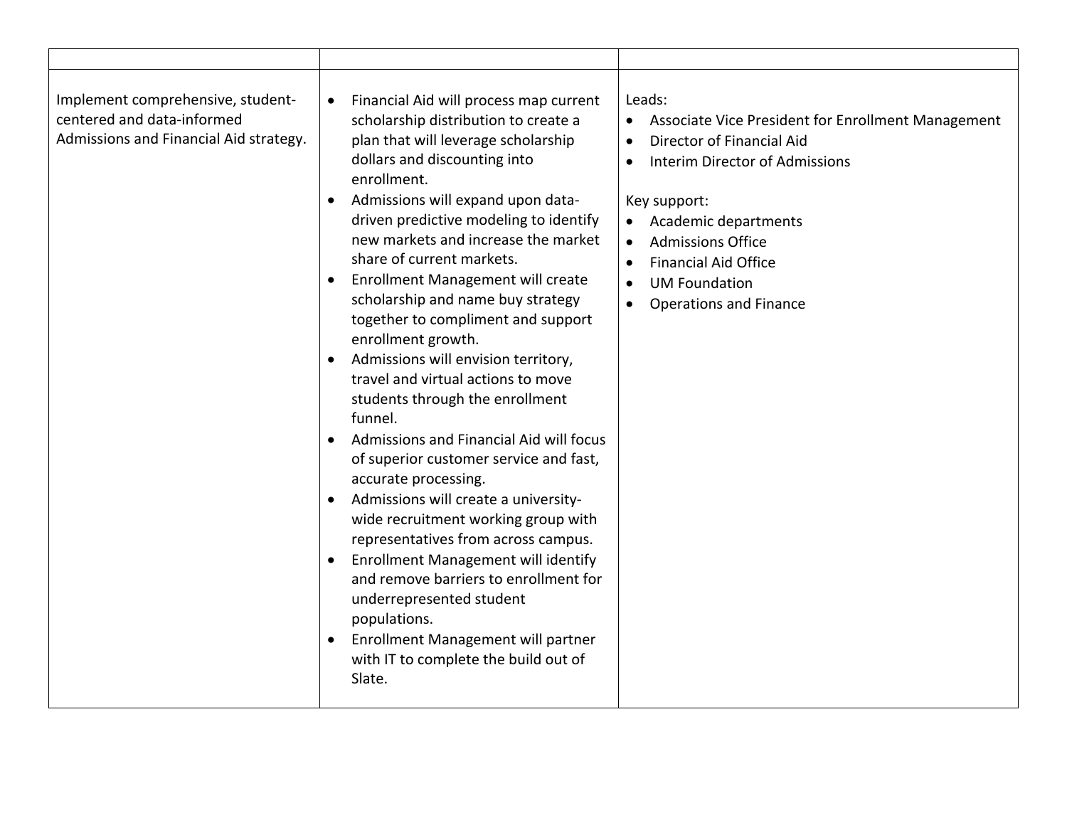| | | |
|---|---|---|
| Implement comprehensive, student-centered and data-informed Admissions and Financial Aid strategy. | • Financial Aid will process map current scholarship distribution to create a plan that will leverage scholarship dollars and discounting into enrollment.<br>• Admissions will expand upon data-driven predictive modeling to identify new markets and increase the market share of current markets.<br>• Enrollment Management will create scholarship and name buy strategy together to compliment and support enrollment growth.<br>• Admissions will envision territory, travel and virtual actions to move students through the enrollment funnel.<br>• Admissions and Financial Aid will focus of superior customer service and fast, accurate processing.<br>• Admissions will create a university-wide recruitment working group with representatives from across campus.<br>• Enrollment Management will identify and remove barriers to enrollment for underrepresented student populations.<br>• Enrollment Management will partner with IT to complete the build out of Slate. | Leads:<br>• Associate Vice President for Enrollment Management<br>• Director of Financial Aid<br>• Interim Director of Admissions<br><br>Key support:<br>• Academic departments<br>• Admissions Office<br>• Financial Aid Office<br>• UM Foundation<br>• Operations and Finance |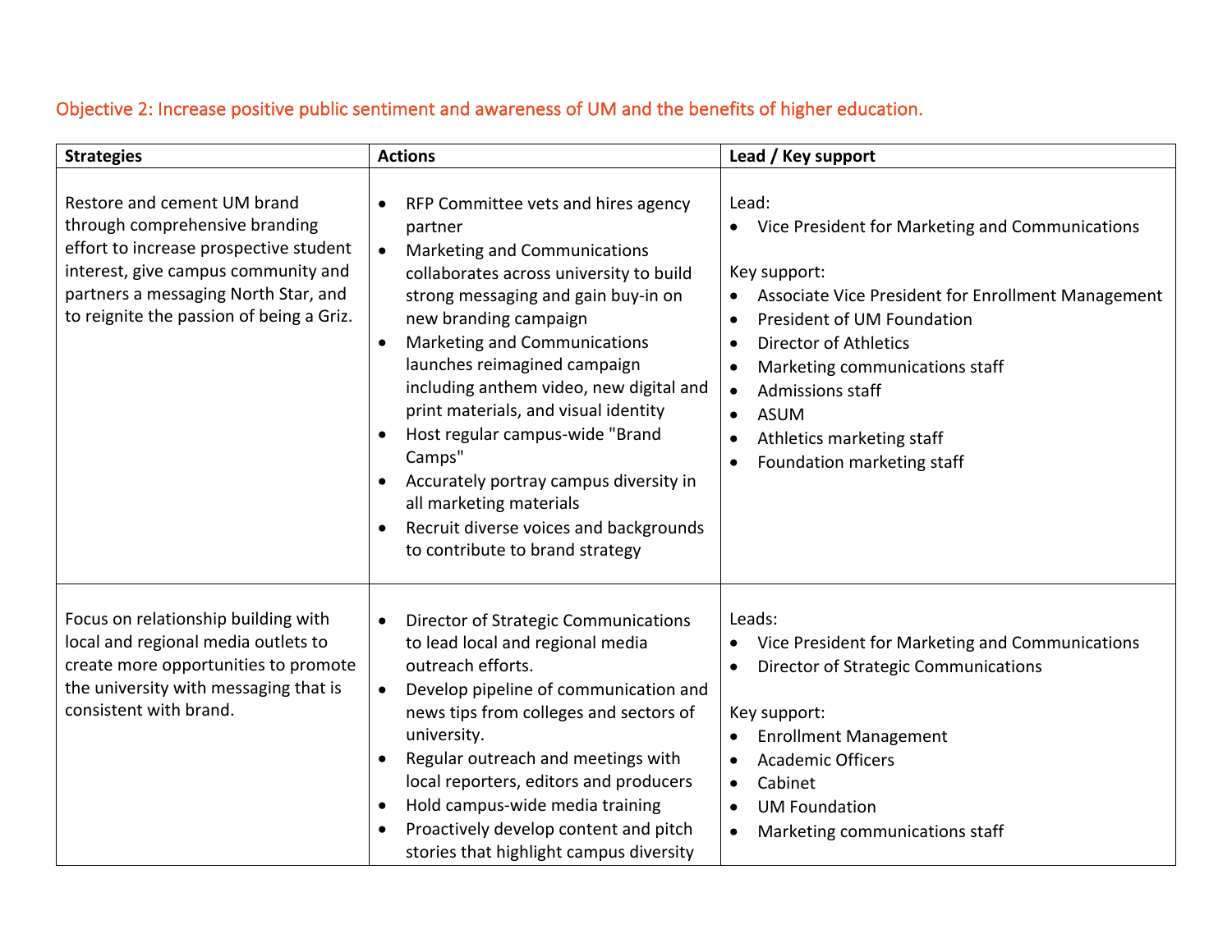Objective 2: Increase positive public sentiment and awareness of UM and the benefits of higher education.

| Strategies | Actions | Lead / Key support |
| --- | --- | --- |
| Restore and cement UM brand through comprehensive branding effort to increase prospective student interest, give campus community and partners a messaging North Star, and to reignite the passion of being a Griz. | • RFP Committee vets and hires agency partner<br>• Marketing and Communications collaborates across university to build strong messaging and gain buy-in on new branding campaign<br>• Marketing and Communications launches reimagined campaign including anthem video, new digital and print materials, and visual identity<br>• Host regular campus-wide "Brand Camps"<br>• Accurately portray campus diversity in all marketing materials<br>• Recruit diverse voices and backgrounds to contribute to brand strategy | Lead:<br>• Vice President for Marketing and Communications<br><br>Key support:<br>• Associate Vice President for Enrollment Management<br>• President of UM Foundation<br>• Director of Athletics<br>• Marketing communications staff<br>• Admissions staff<br>• ASUM<br>• Athletics marketing staff<br>• Foundation marketing staff |
| Focus on relationship building with local and regional media outlets to create more opportunities to promote the university with messaging that is consistent with brand. | • Director of Strategic Communications to lead local and regional media outreach efforts.<br>• Develop pipeline of communication and news tips from colleges and sectors of university.<br>• Regular outreach and meetings with local reporters, editors and producers<br>• Hold campus-wide media training<br>• Proactively develop content and pitch stories that highlight campus diversity | Leads:<br>• Vice President for Marketing and Communications<br>• Director of Strategic Communications<br><br>Key support:<br>• Enrollment Management<br>• Academic Officers<br>• Cabinet<br>• UM Foundation<br>• Marketing communications staff |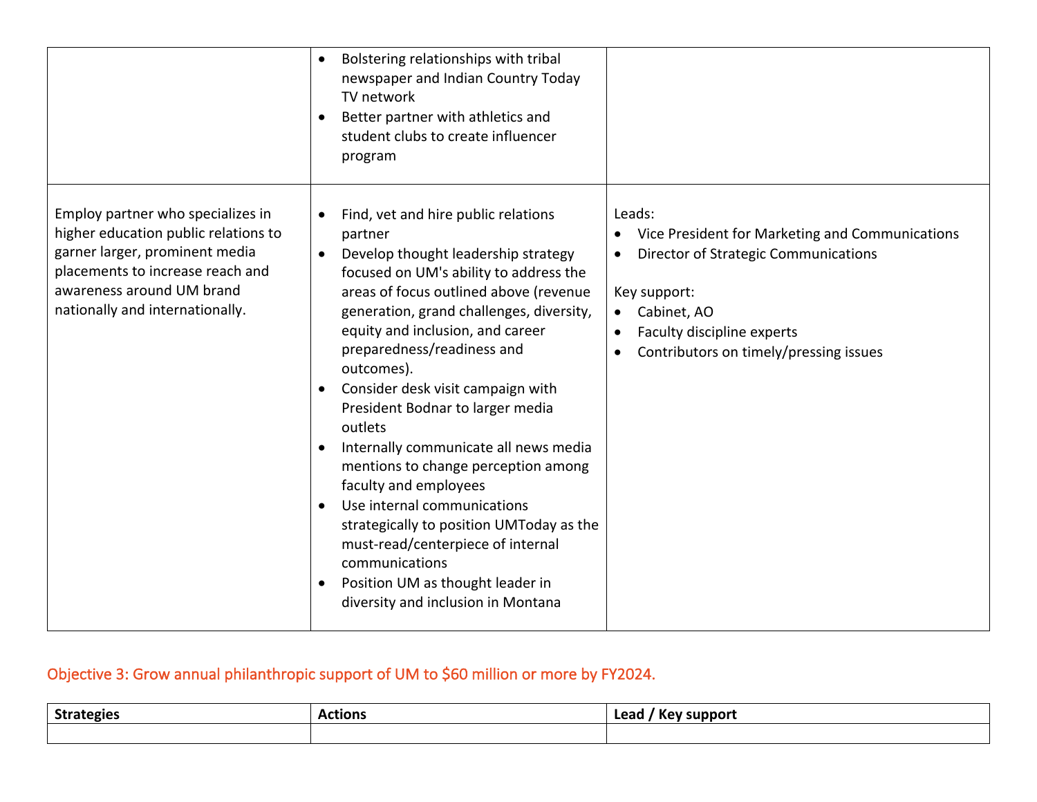| | | |
|---|---|---|
| | • Bolstering relationships with tribal newspaper and Indian Country Today TV network<br>• Better partner with athletics and student clubs to create influencer program | |
| Employ partner who specializes in higher education public relations to garner larger, prominent media placements to increase reach and awareness around UM brand nationally and internationally. | • Find, vet and hire public relations partner<br>• Develop thought leadership strategy focused on UM's ability to address the areas of focus outlined above (revenue generation, grand challenges, diversity, equity and inclusion, and career preparedness/readiness and outcomes).<br>• Consider desk visit campaign with President Bodnar to larger media outlets<br>• Internally communicate all news media mentions to change perception among faculty and employees<br>• Use internal communications strategically to position UMToday as the must-read/centerpiece of internal communications<br>• Position UM as thought leader in diversity and inclusion in Montana | Leads:<br>• Vice President for Marketing and Communications<br>• Director of Strategic Communications<br><br>Key support:<br>• Cabinet, AO<br>• Faculty discipline experts<br>• Contributors on timely/pressing issues |

## Objective 3: Grow annual philanthropic support of UM to $60 million or more by FY2024.

| Strategies | Actions | Lead / Key support |
|---|---|---|
| | | |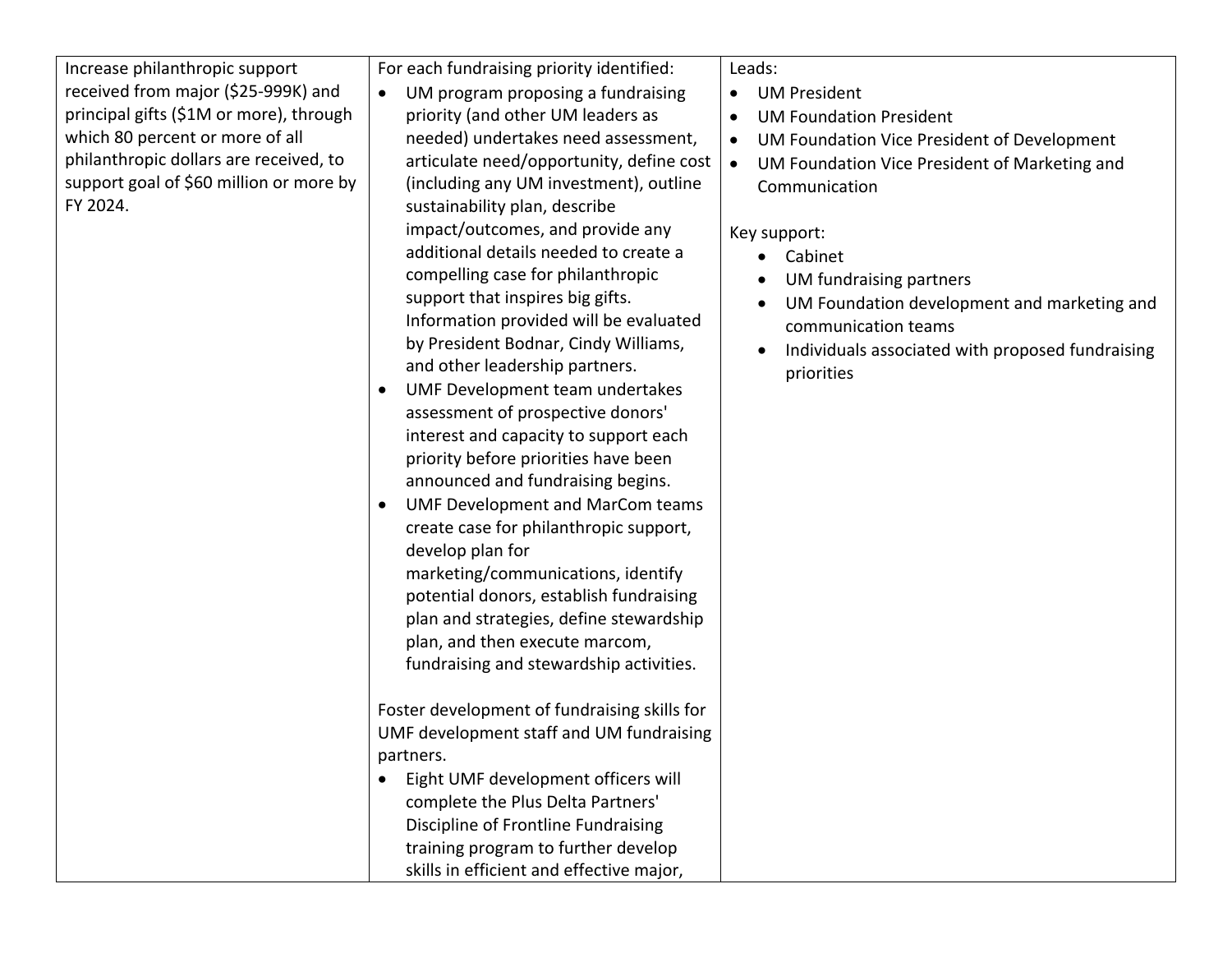| | | |
|---|---|---|
| Increase philanthropic support received from major ($25-999K) and principal gifts ($1M or more), through which 80 percent or more of all philanthropic dollars are received, to support goal of $60 million or more by FY 2024. | For each fundraising priority identified:<br>• UM program proposing a fundraising priority (and other UM leaders as needed) undertakes need assessment, articulate need/opportunity, define cost (including any UM investment), outline sustainability plan, describe impact/outcomes, and provide any additional details needed to create a compelling case for philanthropic support that inspires big gifts. Information provided will be evaluated by President Bodnar, Cindy Williams, and other leadership partners.<br>• UMF Development team undertakes assessment of prospective donors' interest and capacity to support each priority before priorities have been announced and fundraising begins.<br>• UMF Development and MarCom teams create case for philanthropic support, develop plan for marketing/communications, identify potential donors, establish fundraising plan and strategies, define stewardship plan, and then execute marcom, fundraising and stewardship activities.<br><br>Foster development of fundraising skills for UMF development staff and UM fundraising partners.<br>• Eight UMF development officers will complete the Plus Delta Partners' Discipline of Frontline Fundraising training program to further develop skills in efficient and effective major, | Leads:<br>• UM President<br>• UM Foundation President<br>• UM Foundation Vice President of Development<br>• UM Foundation Vice President of Marketing and Communication<br><br>Key support:<br>• Cabinet<br>• UM fundraising partners<br>• UM Foundation development and marketing and communication teams<br>• Individuals associated with proposed fundraising priorities |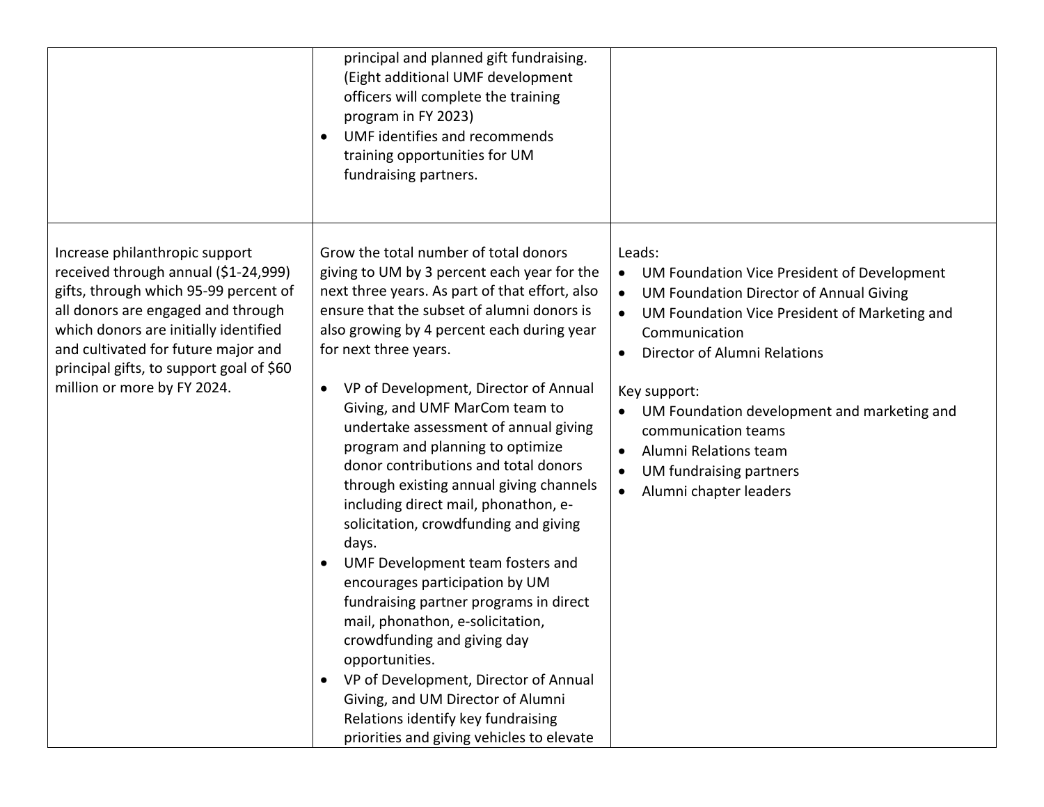| | | |
|---|---|---|
| | principal and planned gift fundraising. (Eight additional UMF development officers will complete the training program in FY 2023)<br>• UMF identifies and recommends training opportunities for UM fundraising partners. | |
| Increase philanthropic support received through annual ($1-24,999) gifts, through which 95-99 percent of all donors are engaged and through which donors are initially identified and cultivated for future major and principal gifts, to support goal of $60 million or more by FY 2024. | Grow the total number of total donors giving to UM by 3 percent each year for the next three years. As part of that effort, also ensure that the subset of alumni donors is also growing by 4 percent each during year for next three years.<br><br>• VP of Development, Director of Annual Giving, and UMF MarCom team to undertake assessment of annual giving program and planning to optimize donor contributions and total donors through existing annual giving channels including direct mail, phonathon, e-solicitation, crowdfunding and giving days.<br>• UMF Development team fosters and encourages participation by UM fundraising partner programs in direct mail, phonathon, e-solicitation, crowdfunding and giving day opportunities.<br>• VP of Development, Director of Annual Giving, and UM Director of Alumni Relations identify key fundraising priorities and giving vehicles to elevate | Leads:<br>• UM Foundation Vice President of Development<br>• UM Foundation Director of Annual Giving<br>• UM Foundation Vice President of Marketing and Communication<br>• Director of Alumni Relations<br><br>Key support:<br>• UM Foundation development and marketing and communication teams<br>• Alumni Relations team<br>• UM fundraising partners<br>• Alumni chapter leaders |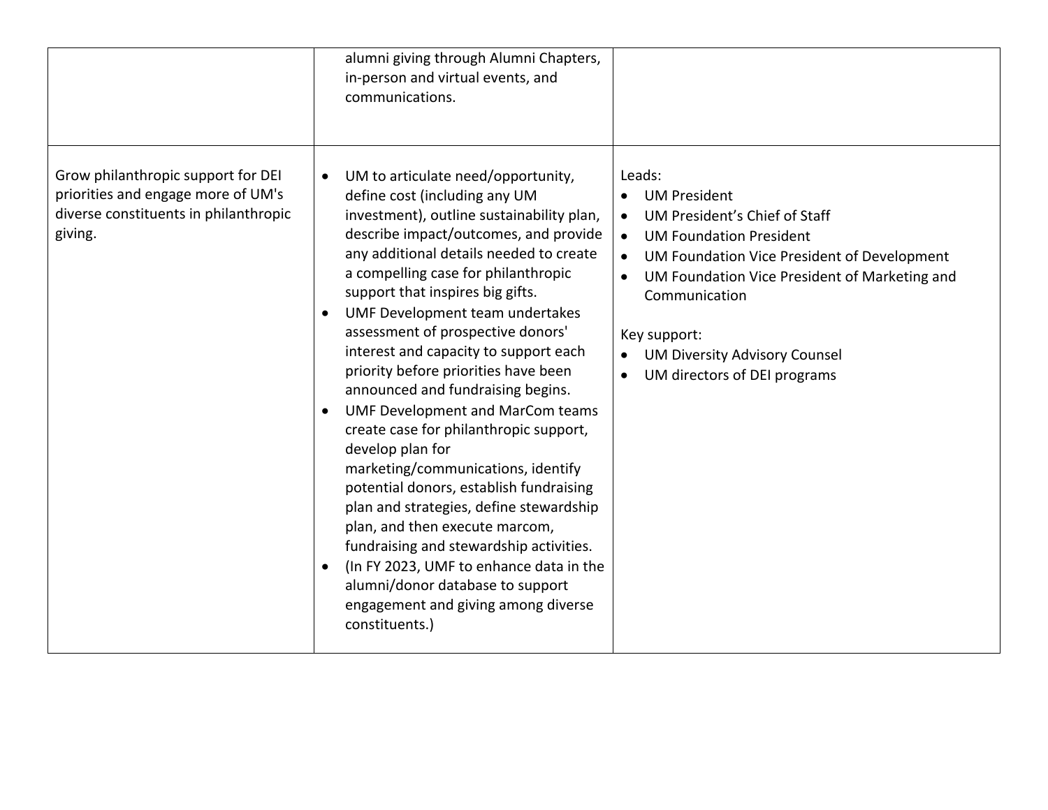| | | |
|---|---|---|
| | alumni giving through Alumni Chapters, in-person and virtual events, and communications. | |
| Grow philanthropic support for DEI priorities and engage more of UM's diverse constituents in philanthropic giving. | • UM to articulate need/opportunity, define cost (including any UM investment), outline sustainability plan, describe impact/outcomes, and provide any additional details needed to create a compelling case for philanthropic support that inspires big gifts.<br>• UMF Development team undertakes assessment of prospective donors' interest and capacity to support each priority before priorities have been announced and fundraising begins.<br>• UMF Development and MarCom teams create case for philanthropic support, develop plan for marketing/communications, identify potential donors, establish fundraising plan and strategies, define stewardship plan, and then execute marcom, fundraising and stewardship activities.<br>• (In FY 2023, UMF to enhance data in the alumni/donor database to support engagement and giving among diverse constituents.) | Leads:<br>• UM President<br>• UM President's Chief of Staff<br>• UM Foundation President<br>• UM Foundation Vice President of Development<br>• UM Foundation Vice President of Marketing and Communication<br><br>Key support:<br>• UM Diversity Advisory Counsel<br>• UM directors of DEI programs |